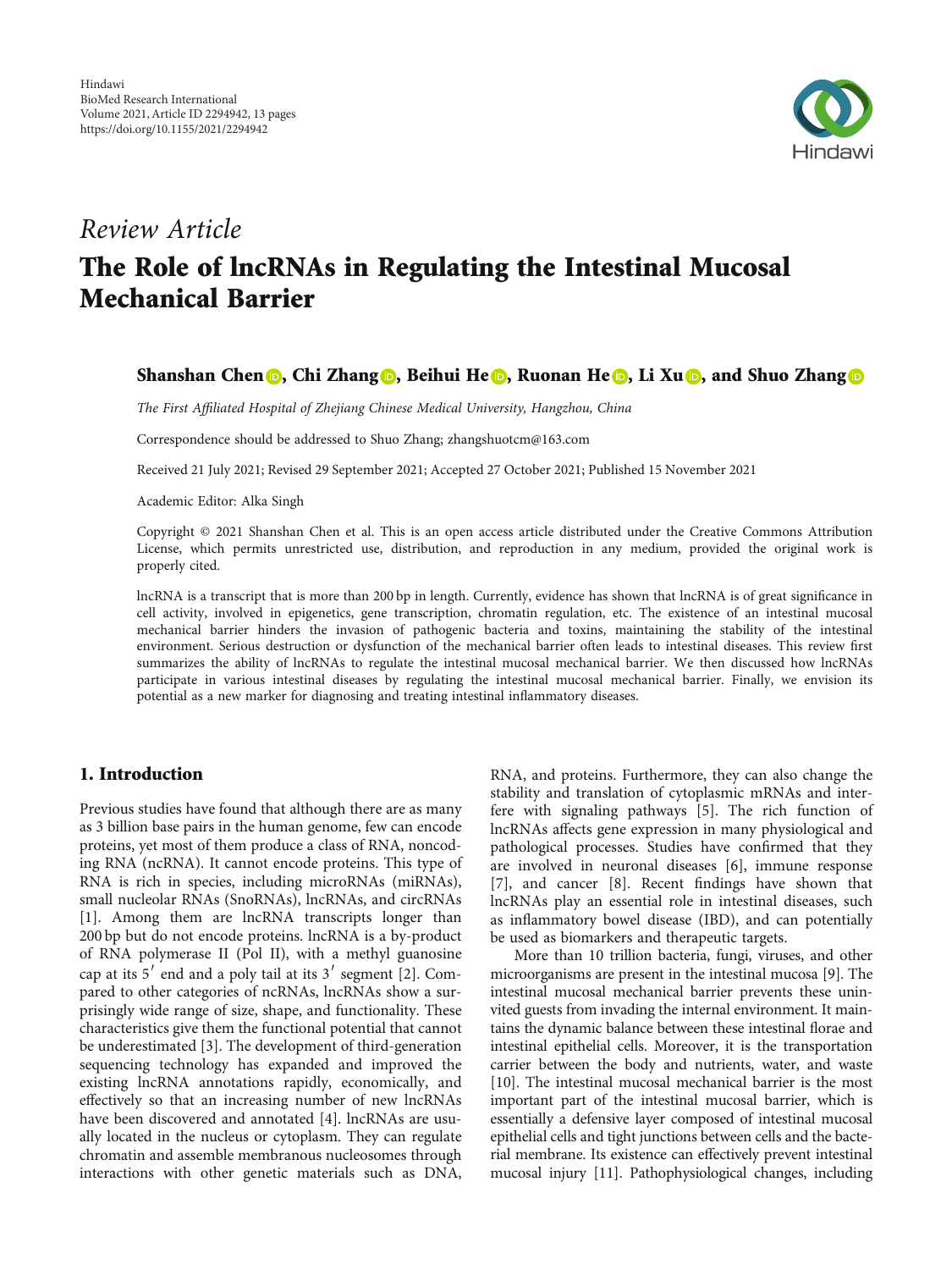Hindawi
BioMed Research International
Volume 2021, Article ID 2294942, 13 pages
https://doi.org/10.1155/2021/2294942

*Review Article*

# The Role of lncRNAs in Regulating the Intestinal Mucosal Mechanical Barrier

**Shanshan Chen, Chi Zhang, Beihui He, Ruonan He, Li Xu, and Shuo Zhang**

*The First Affiliated Hospital of Zhejiang Chinese Medical University, Hangzhou, China*

Correspondence should be addressed to Shuo Zhang; zhangshuotcm@163.com

Received 21 July 2021; Revised 29 September 2021; Accepted 27 October 2021; Published 15 November 2021

Academic Editor: Alka Singh

Copyright © 2021 Shanshan Chen et al. This is an open access article distributed under the Creative Commons Attribution License, which permits unrestricted use, distribution, and reproduction in any medium, provided the original work is properly cited.

lncRNA is a transcript that is more than 200 bp in length. Currently, evidence has shown that lncRNA is of great significance in cell activity, involved in epigenetics, gene transcription, chromatin regulation, etc. The existence of an intestinal mucosal mechanical barrier hinders the invasion of pathogenic bacteria and toxins, maintaining the stability of the intestinal environment. Serious destruction or dysfunction of the mechanical barrier often leads to intestinal diseases. This review first summarizes the ability of lncRNAs to regulate the intestinal mucosal mechanical barrier. We then discussed how lncRNAs participate in various intestinal diseases by regulating the intestinal mucosal mechanical barrier. Finally, we envision its potential as a new marker for diagnosing and treating intestinal inflammatory diseases.

## 1. Introduction

Previous studies have found that although there are as many as 3 billion base pairs in the human genome, few can encode proteins, yet most of them produce a class of RNA, noncoding RNA (ncRNA). It cannot encode proteins. This type of RNA is rich in species, including microRNAs (miRNAs), small nucleolar RNAs (SnoRNAs), lncRNAs, and circRNAs [1]. Among them are lncRNA transcripts longer than 200 bp but do not encode proteins. lncRNA is a by-product of RNA polymerase II (Pol II), with a methyl guanosine cap at its $5'$ end and a poly tail at its $3'$ segment [2]. Compared to other categories of ncRNAs, lncRNAs show a surprisingly wide range of size, shape, and functionality. These characteristics give them the functional potential that cannot be underestimated [3]. The development of third-generation sequencing technology has expanded and improved the existing lncRNA annotations rapidly, economically, and effectively so that an increasing number of new lncRNAs have been discovered and annotated [4]. lncRNAs are usually located in the nucleus or cytoplasm. They can regulate chromatin and assemble membranous nucleosomes through interactions with other genetic materials such as DNA, RNA, and proteins. Furthermore, they can also change the stability and translation of cytoplasmic mRNAs and interfere with signaling pathways [5]. The rich function of lncRNAs affects gene expression in many physiological and pathological processes. Studies have confirmed that they are involved in neuronal diseases [6], immune response [7], and cancer [8]. Recent findings have shown that lncRNAs play an essential role in intestinal diseases, such as inflammatory bowel disease (IBD), and can potentially be used as biomarkers and therapeutic targets.

More than 10 trillion bacteria, fungi, viruses, and other microorganisms are present in the intestinal mucosa [9]. The intestinal mucosal mechanical barrier prevents these uninvited guests from invading the internal environment. It maintains the dynamic balance between these intestinal florae and intestinal epithelial cells. Moreover, it is the transportation carrier between the body and nutrients, water, and waste [10]. The intestinal mucosal mechanical barrier is the most important part of the intestinal mucosal barrier, which is essentially a defensive layer composed of intestinal mucosal epithelial cells and tight junctions between cells and the bacterial membrane. Its existence can effectively prevent intestinal mucosal injury [11]. Pathophysiological changes, including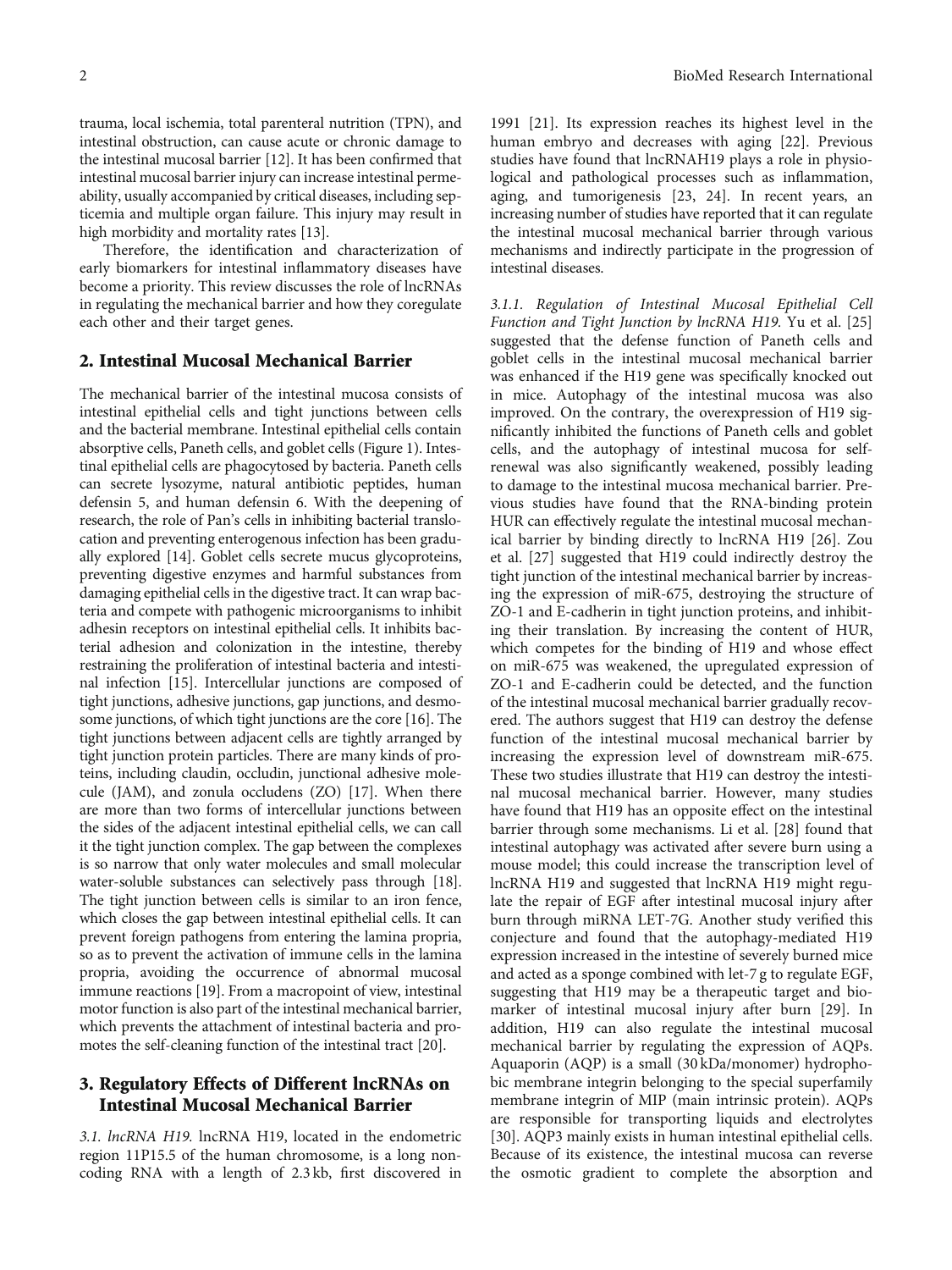trauma, local ischemia, total parenteral nutrition (TPN), and intestinal obstruction, can cause acute or chronic damage to the intestinal mucosal barrier [12]. It has been confirmed that intestinal mucosal barrier injury can increase intestinal permeability, usually accompanied by critical diseases, including septicemia and multiple organ failure. This injury may result in high morbidity and mortality rates [13].

Therefore, the identification and characterization of early biomarkers for intestinal inflammatory diseases have become a priority. This review discusses the role of lncRNAs in regulating the mechanical barrier and how they coregulate each other and their target genes.

## 2. Intestinal Mucosal Mechanical Barrier

The mechanical barrier of the intestinal mucosa consists of intestinal epithelial cells and tight junctions between cells and the bacterial membrane. Intestinal epithelial cells contain absorptive cells, Paneth cells, and goblet cells (Figure 1). Intestinal epithelial cells are phagocytosed by bacteria. Paneth cells can secrete lysozyme, natural antibiotic peptides, human defensin 5, and human defensin 6. With the deepening of research, the role of Pan's cells in inhibiting bacterial translocation and preventing enterogenous infection has been gradually explored [14]. Goblet cells secrete mucus glycoproteins, preventing digestive enzymes and harmful substances from damaging epithelial cells in the digestive tract. It can wrap bacteria and compete with pathogenic microorganisms to inhibit adhesin receptors on intestinal epithelial cells. It inhibits bacterial adhesion and colonization in the intestine, thereby restraining the proliferation of intestinal bacteria and intestinal infection [15]. Intercellular junctions are composed of tight junctions, adhesive junctions, gap junctions, and desmosome junctions, of which tight junctions are the core [16]. The tight junctions between adjacent cells are tightly arranged by tight junction protein particles. There are many kinds of proteins, including claudin, occludin, junctional adhesive molecule (JAM), and zonula occludens (ZO) [17]. When there are more than two forms of intercellular junctions between the sides of the adjacent intestinal epithelial cells, we can call it the tight junction complex. The gap between the complexes is so narrow that only water molecules and small molecular water-soluble substances can selectively pass through [18]. The tight junction between cells is similar to an iron fence, which closes the gap between intestinal epithelial cells. It can prevent foreign pathogens from entering the lamina propria, so as to prevent the activation of immune cells in the lamina propria, avoiding the occurrence of abnormal mucosal immune reactions [19]. From a macropoint of view, intestinal motor function is also part of the intestinal mechanical barrier, which prevents the attachment of intestinal bacteria and promotes the self-cleaning function of the intestinal tract [20].

## 3. Regulatory Effects of Different lncRNAs on Intestinal Mucosal Mechanical Barrier

*3.1. lncRNA H19.* lncRNA H19, located in the endometric region 11P15.5 of the human chromosome, is a long noncoding RNA with a length of 2.3 kb, first discovered in 1991 [21]. Its expression reaches its highest level in the human embryo and decreases with aging [22]. Previous studies have found that lncRNAH19 plays a role in physiological and pathological processes such as inflammation, aging, and tumorigenesis [23, 24]. In recent years, an increasing number of studies have reported that it can regulate the intestinal mucosal mechanical barrier through various mechanisms and indirectly participate in the progression of intestinal diseases.

*3.1.1. Regulation of Intestinal Mucosal Epithelial Cell Function and Tight Junction by lncRNA H19.* Yu et al. [25] suggested that the defense function of Paneth cells and goblet cells in the intestinal mucosal mechanical barrier was enhanced if the H19 gene was specifically knocked out in mice. Autophagy of the intestinal mucosa was also improved. On the contrary, the overexpression of H19 significantly inhibited the functions of Paneth cells and goblet cells, and the autophagy of intestinal mucosa for self-renewal was also significantly weakened, possibly leading to damage to the intestinal mucosa mechanical barrier. Previous studies have found that the RNA-binding protein HUR can effectively regulate the intestinal mucosal mechanical barrier by binding directly to lncRNA H19 [26]. Zou et al. [27] suggested that H19 could indirectly destroy the tight junction of the intestinal mechanical barrier by increasing the expression of miR-675, destroying the structure of ZO-1 and E-cadherin in tight junction proteins, and inhibiting their translation. By increasing the content of HUR, which competes for the binding of H19 and whose effect on miR-675 was weakened, the upregulated expression of ZO-1 and E-cadherin could be detected, and the function of the intestinal mucosal mechanical barrier gradually recovered. The authors suggest that H19 can destroy the defense function of the intestinal mucosal mechanical barrier by increasing the expression level of downstream miR-675. These two studies illustrate that H19 can destroy the intestinal mucosal mechanical barrier. However, many studies have found that H19 has an opposite effect on the intestinal barrier through some mechanisms. Li et al. [28] found that intestinal autophagy was activated after severe burn using a mouse model; this could increase the transcription level of lncRNA H19 and suggested that lncRNA H19 might regulate the repair of EGF after intestinal mucosal injury after burn through miRNA LET-7G. Another study verified this conjecture and found that the autophagy-mediated H19 expression increased in the intestine of severely burned mice and acted as a sponge combined with let-7 g to regulate EGF, suggesting that H19 may be a therapeutic target and biomarker of intestinal mucosal injury after burn [29]. In addition, H19 can also regulate the intestinal mucosal mechanical barrier by regulating the expression of AQPs. Aquaporin (AQP) is a small (30 kDa/monomer) hydrophobic membrane integrin belonging to the special superfamily membrane integrin of MIP (main intrinsic protein). AQPs are responsible for transporting liquids and electrolytes [30]. AQP3 mainly exists in human intestinal epithelial cells. Because of its existence, the intestinal mucosa can reverse the osmotic gradient to complete the absorption and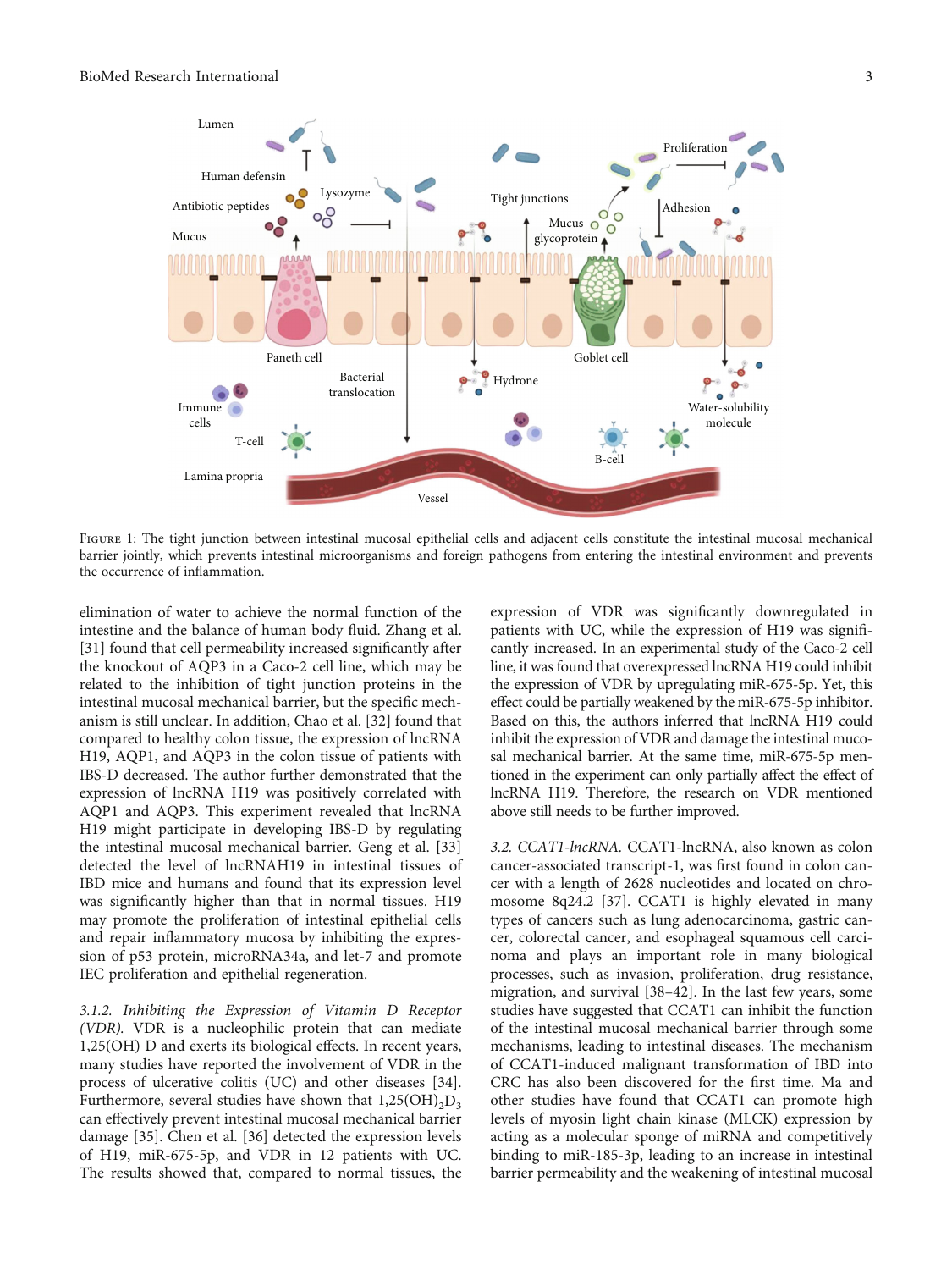Figure 1: The tight junction between intestinal mucosal epithelial cells and adjacent cells constitute the intestinal mucosal mechanical barrier jointly, which prevents intestinal microorganisms and foreign pathogens from entering the intestinal environment and prevents the occurrence of inflammation.

elimination of water to achieve the normal function of the intestine and the balance of human body fluid. Zhang et al. [31] found that cell permeability increased significantly after the knockout of AQP3 in a Caco-2 cell line, which may be related to the inhibition of tight junction proteins in the intestinal mucosal mechanical barrier, but the specific mechanism is still unclear. In addition, Chao et al. [32] found that compared to healthy colon tissue, the expression of lncRNA H19, AQP1, and AQP3 in the colon tissue of patients with IBS-D decreased. The author further demonstrated that the expression of lncRNA H19 was positively correlated with AQP1 and AQP3. This experiment revealed that lncRNA H19 might participate in developing IBS-D by regulating the intestinal mucosal mechanical barrier. Geng et al. [33] detected the level of lncRNAH19 in intestinal tissues of IBD mice and humans and found that its expression level was significantly higher than that in normal tissues. H19 may promote the proliferation of intestinal epithelial cells and repair inflammatory mucosa by inhibiting the expression of p53 protein, microRNA34a, and let-7 and promote IEC proliferation and epithelial regeneration.

*3.1.2. Inhibiting the Expression of Vitamin D Receptor (VDR).* VDR is a nucleophilic protein that can mediate 1,25(OH) D and exerts its biological effects. In recent years, many studies have reported the involvement of VDR in the process of ulcerative colitis (UC) and other diseases [34]. Furthermore, several studies have shown that $1,25(OH)_2D_3$ can effectively prevent intestinal mucosal mechanical barrier damage [35]. Chen et al. [36] detected the expression levels of H19, miR-675-5p, and VDR in 12 patients with UC. The results showed that, compared to normal tissues, the expression of VDR was significantly downregulated in patients with UC, while the expression of H19 was significantly increased. In an experimental study of the Caco-2 cell line, it was found that overexpressed lncRNA H19 could inhibit the expression of VDR by upregulating miR-675-5p. Yet, this effect could be partially weakened by the miR-675-5p inhibitor. Based on this, the authors inferred that lncRNA H19 could inhibit the expression of VDR and damage the intestinal mucosal mechanical barrier. At the same time, miR-675-5p mentioned in the experiment can only partially affect the effect of lncRNA H19. Therefore, the research on VDR mentioned above still needs to be further improved.

*3.2. CCAT1-lncRNA.* CCAT1-lncRNA, also known as colon cancer-associated transcript-1, was first found in colon cancer with a length of 2628 nucleotides and located on chromosome 8q24.2 [37]. CCAT1 is highly elevated in many types of cancers such as lung adenocarcinoma, gastric cancer, colorectal cancer, and esophageal squamous cell carcinoma and plays an important role in many biological processes, such as invasion, proliferation, drug resistance, migration, and survival [38–42]. In the last few years, some studies have suggested that CCAT1 can inhibit the function of the intestinal mucosal mechanical barrier through some mechanisms, leading to intestinal diseases. The mechanism of CCAT1-induced malignant transformation of IBD into CRC has also been discovered for the first time. Ma and other studies have found that CCAT1 can promote high levels of myosin light chain kinase (MLCK) expression by acting as a molecular sponge of miRNA and competitively binding to miR-185-3p, leading to an increase in intestinal barrier permeability and the weakening of intestinal mucosal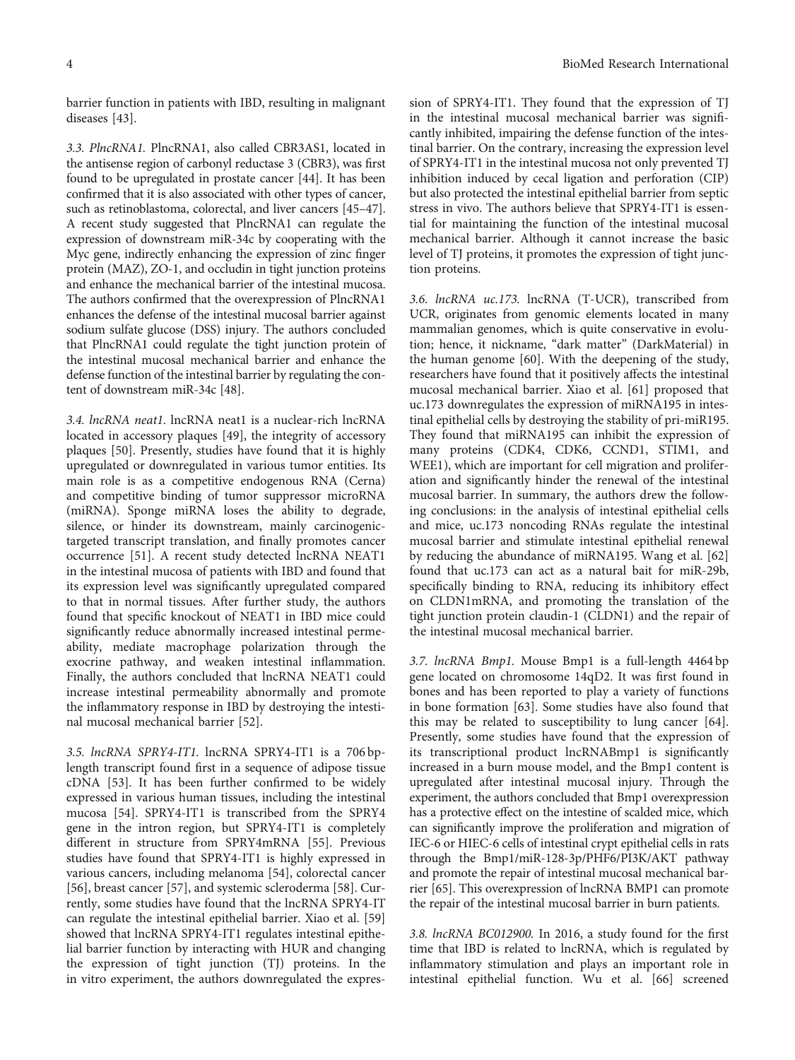barrier function in patients with IBD, resulting in malignant diseases [43].

### 3.3. PlncRNA1.

PlncRNA1, also called CBR3AS1, located in the antisense region of carbonyl reductase 3 (CBR3), was first found to be upregulated in prostate cancer [44]. It has been confirmed that it is also associated with other types of cancer, such as retinoblastoma, colorectal, and liver cancers [45–47]. A recent study suggested that PlncRNA1 can regulate the expression of downstream miR-34c by cooperating with the Myc gene, indirectly enhancing the expression of zinc finger protein (MAZ), ZO-1, and occludin in tight junction proteins and enhance the mechanical barrier of the intestinal mucosa. The authors confirmed that the overexpression of PlncRNA1 enhances the defense of the intestinal mucosal barrier against sodium sulfate glucose (DSS) injury. The authors concluded that PlncRNA1 could regulate the tight junction protein of the intestinal mucosal mechanical barrier and enhance the defense function of the intestinal barrier by regulating the content of downstream miR-34c [48].

### 3.4. lncRNA neat1.

lncRNA neat1 is a nuclear-rich lncRNA located in accessory plaques [49], the integrity of accessory plaques [50]. Presently, studies have found that it is highly upregulated or downregulated in various tumor entities. Its main role is as a competitive endogenous RNA (Cerna) and competitive binding of tumor suppressor microRNA (miRNA). Sponge miRNA loses the ability to degrade, silence, or hinder its downstream, mainly carcinogenic-targeted transcript translation, and finally promotes cancer occurrence [51]. A recent study detected lncRNA NEAT1 in the intestinal mucosa of patients with IBD and found that its expression level was significantly upregulated compared to that in normal tissues. After further study, the authors found that specific knockout of NEAT1 in IBD mice could significantly reduce abnormally increased intestinal permeability, mediate macrophage polarization through the exocrine pathway, and weaken intestinal inflammation. Finally, the authors concluded that lncRNA NEAT1 could increase intestinal permeability abnormally and promote the inflammatory response in IBD by destroying the intestinal mucosal mechanical barrier [52].

### 3.5. lncRNA SPRY4-IT1.

lncRNA SPRY4-IT1 is a 706 bp-length transcript found first in a sequence of adipose tissue cDNA [53]. It has been further confirmed to be widely expressed in various human tissues, including the intestinal mucosa [54]. SPRY4-IT1 is transcribed from the SPRY4 gene in the intron region, but SPRY4-IT1 is completely different in structure from SPRY4mRNA [55]. Previous studies have found that SPRY4-IT1 is highly expressed in various cancers, including melanoma [54], colorectal cancer [56], breast cancer [57], and systemic scleroderma [58]. Currently, some studies have found that the lncRNA SPRY4-IT can regulate the intestinal epithelial barrier. Xiao et al. [59] showed that lncRNA SPRY4-IT1 regulates intestinal epithelial barrier function by interacting with HUR and changing the expression of tight junction (TJ) proteins. In the in vitro experiment, the authors downregulated the expression of SPRY4-IT1. They found that the expression of TJ in the intestinal mucosal mechanical barrier was significantly inhibited, impairing the defense function of the intestinal barrier. On the contrary, increasing the expression level of SPRY4-IT1 in the intestinal mucosa not only prevented TJ inhibition induced by cecal ligation and perforation (CIP) but also protected the intestinal epithelial barrier from septic stress in vivo. The authors believe that SPRY4-IT1 is essential for maintaining the function of the intestinal mucosal mechanical barrier. Although it cannot increase the basic level of TJ proteins, it promotes the expression of tight junction proteins.

### 3.6. lncRNA uc.173.

lncRNA (T-UCR), transcribed from UCR, originates from genomic elements located in many mammalian genomes, which is quite conservative in evolution; hence, it nickname, "dark matter" (DarkMaterial) in the human genome [60]. With the deepening of the study, researchers have found that it positively affects the intestinal mucosal mechanical barrier. Xiao et al. [61] proposed that uc.173 downregulates the expression of miRNA195 in intestinal epithelial cells by destroying the stability of pri-miR195. They found that miRNA195 can inhibit the expression of many proteins (CDK4, CDK6, CCND1, STIM1, and WEE1), which are important for cell migration and proliferation and significantly hinder the renewal of the intestinal mucosal barrier. In summary, the authors drew the following conclusions: in the analysis of intestinal epithelial cells and mice, uc.173 noncoding RNAs regulate the intestinal mucosal barrier and stimulate intestinal epithelial renewal by reducing the abundance of miRNA195. Wang et al. [62] found that uc.173 can act as a natural bait for miR-29b, specifically binding to RNA, reducing its inhibitory effect on CLDN1mRNA, and promoting the translation of the tight junction protein claudin-1 (CLDN1) and the repair of the intestinal mucosal mechanical barrier.

### 3.7. lncRNA Bmp1.

Mouse Bmp1 is a full-length 4464 bp gene located on chromosome 14qD2. It was first found in bones and has been reported to play a variety of functions in bone formation [63]. Some studies have also found that this may be related to susceptibility to lung cancer [64]. Presently, some studies have found that the expression of its transcriptional product lncRNABmp1 is significantly increased in a burn mouse model, and the Bmp1 content is upregulated after intestinal mucosal injury. Through the experiment, the authors concluded that Bmp1 overexpression has a protective effect on the intestine of scalded mice, which can significantly improve the proliferation and migration of IEC-6 or HIEC-6 cells of intestinal crypt epithelial cells in rats through the Bmp1/miR-128-3p/PHF6/PI3K/AKT pathway and promote the repair of intestinal mucosal mechanical barrier [65]. This overexpression of lncRNA BMP1 can promote the repair of the intestinal mucosal barrier in burn patients.

### 3.8. lncRNA BC012900.

In 2016, a study found for the first time that IBD is related to lncRNA, which is regulated by inflammatory stimulation and plays an important role in intestinal epithelial function. Wu et al. [66] screened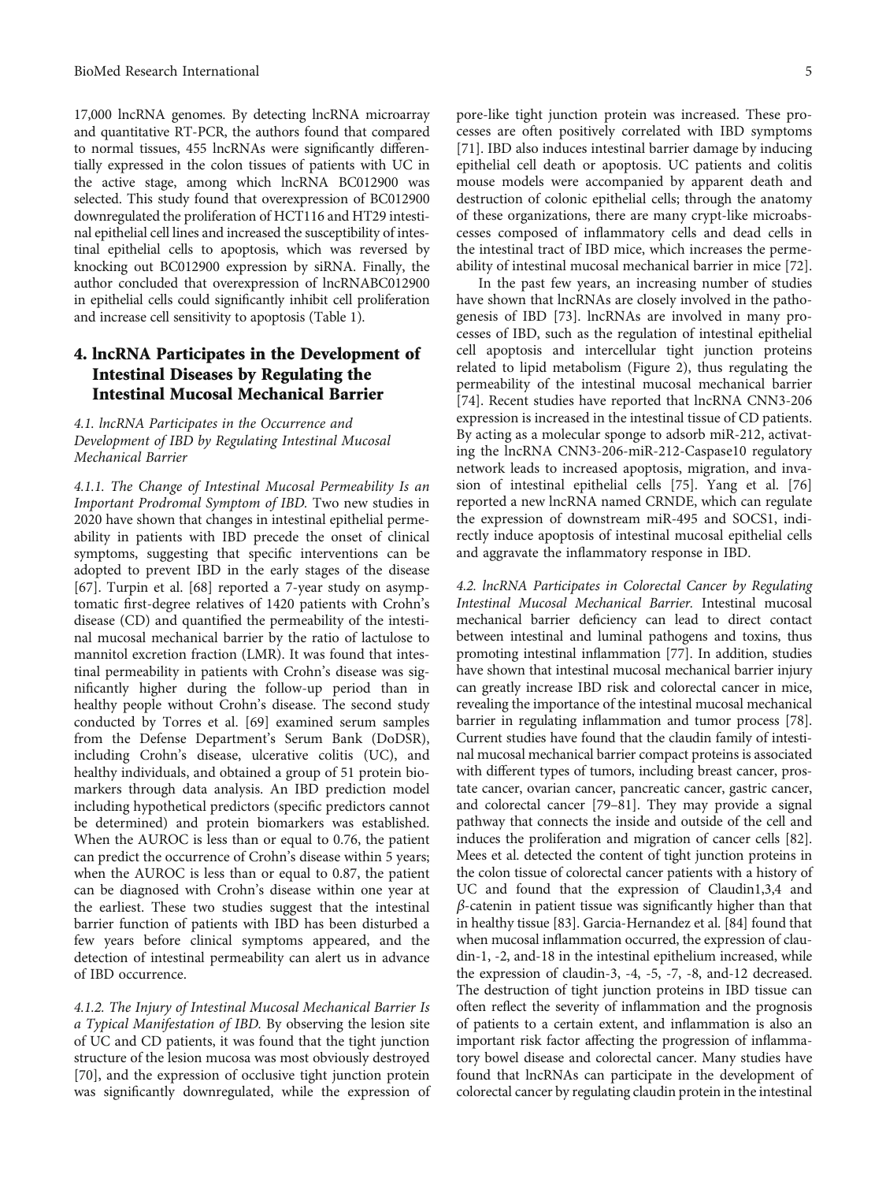17,000 lncRNA genomes. By detecting lncRNA microarray and quantitative RT-PCR, the authors found that compared to normal tissues, 455 lncRNAs were significantly differentially expressed in the colon tissues of patients with UC in the active stage, among which lncRNA BC012900 was selected. This study found that overexpression of BC012900 downregulated the proliferation of HCT116 and HT29 intestinal epithelial cell lines and increased the susceptibility of intestinal epithelial cells to apoptosis, which was reversed by knocking out BC012900 expression by siRNA. Finally, the author concluded that overexpression of lncRNABC012900 in epithelial cells could significantly inhibit cell proliferation and increase cell sensitivity to apoptosis (Table 1).

## 4. lncRNA Participates in the Development of Intestinal Diseases by Regulating the Intestinal Mucosal Mechanical Barrier

### 4.1. lncRNA Participates in the Occurrence and Development of IBD by Regulating Intestinal Mucosal Mechanical Barrier

#### 4.1.1. The Change of Intestinal Mucosal Permeability Is an Important Prodromal Symptom of IBD.

Two new studies in 2020 have shown that changes in intestinal epithelial permeability in patients with IBD precede the onset of clinical symptoms, suggesting that specific interventions can be adopted to prevent IBD in the early stages of the disease [67]. Turpin et al. [68] reported a 7-year study on asymptomatic first-degree relatives of 1420 patients with Crohn's disease (CD) and quantified the permeability of the intestinal mucosal mechanical barrier by the ratio of lactulose to mannitol excretion fraction (LMR). It was found that intestinal permeability in patients with Crohn's disease was significantly higher during the follow-up period than in healthy people without Crohn's disease. The second study conducted by Torres et al. [69] examined serum samples from the Defense Department's Serum Bank (DoDSR), including Crohn's disease, ulcerative colitis (UC), and healthy individuals, and obtained a group of 51 protein biomarkers through data analysis. An IBD prediction model including hypothetical predictors (specific predictors cannot be determined) and protein biomarkers was established. When the AUROC is less than or equal to 0.76, the patient can predict the occurrence of Crohn's disease within 5 years; when the AUROC is less than or equal to 0.87, the patient can be diagnosed with Crohn's disease within one year at the earliest. These two studies suggest that the intestinal barrier function of patients with IBD has been disturbed a few years before clinical symptoms appeared, and the detection of intestinal permeability can alert us in advance of IBD occurrence.

#### 4.1.2. The Injury of Intestinal Mucosal Mechanical Barrier Is a Typical Manifestation of IBD.

By observing the lesion site of UC and CD patients, it was found that the tight junction structure of the lesion mucosa was most obviously destroyed [70], and the expression of occlusive tight junction protein was significantly downregulated, while the expression of pore-like tight junction protein was increased. These processes are often positively correlated with IBD symptoms [71]. IBD also induces intestinal barrier damage by inducing epithelial cell death or apoptosis. UC patients and colitis mouse models were accompanied by apparent death and destruction of colonic epithelial cells; through the anatomy of these organizations, there are many crypt-like microabscesses composed of inflammatory cells and dead cells in the intestinal tract of IBD mice, which increases the permeability of intestinal mucosal mechanical barrier in mice [72].

In the past few years, an increasing number of studies have shown that lncRNAs are closely involved in the pathogenesis of IBD [73]. lncRNAs are involved in many processes of IBD, such as the regulation of intestinal epithelial cell apoptosis and intercellular tight junction proteins related to lipid metabolism (Figure 2), thus regulating the permeability of the intestinal mucosal mechanical barrier [74]. Recent studies have reported that lncRNA CNN3-206 expression is increased in the intestinal tissue of CD patients. By acting as a molecular sponge to adsorb miR-212, activating the lncRNA CNN3-206-miR-212-Caspase10 regulatory network leads to increased apoptosis, migration, and invasion of intestinal epithelial cells [75]. Yang et al. [76] reported a new lncRNA named CRNDE, which can regulate the expression of downstream miR-495 and SOCS1, indirectly induce apoptosis of intestinal mucosal epithelial cells and aggravate the inflammatory response in IBD.

### 4.2. lncRNA Participates in Colorectal Cancer by Regulating Intestinal Mucosal Mechanical Barrier.

Intestinal mucosal mechanical barrier deficiency can lead to direct contact between intestinal and luminal pathogens and toxins, thus promoting intestinal inflammation [77]. In addition, studies have shown that intestinal mucosal mechanical barrier injury can greatly increase IBD risk and colorectal cancer in mice, revealing the importance of the intestinal mucosal mechanical barrier in regulating inflammation and tumor process [78]. Current studies have found that the claudin family of intestinal mucosal mechanical barrier compact proteins is associated with different types of tumors, including breast cancer, prostate cancer, ovarian cancer, pancreatic cancer, gastric cancer, and colorectal cancer [79–81]. They may provide a signal pathway that connects the inside and outside of the cell and induces the proliferation and migration of cancer cells [82]. Mees et al. detected the content of tight junction proteins in the colon tissue of colorectal cancer patients with a history of UC and found that the expression of Claudin1,3,4 and $\beta$-catenin in patient tissue was significantly higher than that in healthy tissue [83]. Garcia-Hernandez et al. [84] found that when mucosal inflammation occurred, the expression of claudin-1, -2, and-18 in the intestinal epithelium increased, while the expression of claudin-3, -4, -5, -7, -8, and-12 decreased. The destruction of tight junction proteins in IBD tissue can often reflect the severity of inflammation and the prognosis of patients to a certain extent, and inflammation is also an important risk factor affecting the progression of inflammatory bowel disease and colorectal cancer. Many studies have found that lncRNAs can participate in the development of colorectal cancer by regulating claudin protein in the intestinal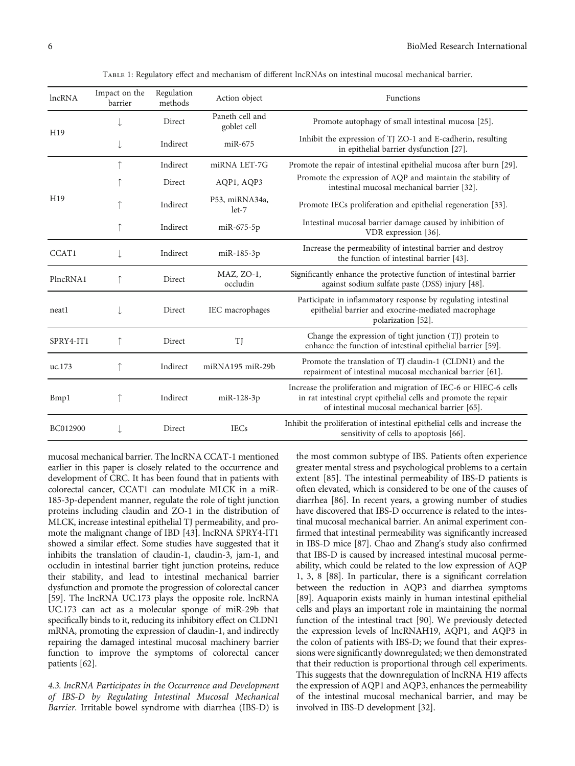Table 1: Regulatory effect and mechanism of different lncRNAs on intestinal mucosal mechanical barrier.

| lncRNA | Impact on the barrier | Regulation methods | Action object | Functions |
|---|---|---|---|---|
| H19 | ↓ | Direct | Paneth cell and goblet cell | Promote autophagy of small intestinal mucosa [25]. |
| | ↓ | Indirect | miR-675 | Inhibit the expression of TJ ZO-1 and E-cadherin, resulting in epithelial barrier dysfunction [27]. |
| H19 | ↑ | Indirect | miRNA LET-7G | Promote the repair of intestinal epithelial mucosa after burn [29]. |
| | ↑ | Direct | AQP1, AQP3 | Promote the expression of AQP and maintain the stability of intestinal mucosal mechanical barrier [32]. |
| | ↑ | Indirect | P53, miRNA34a, let-7 | Promote IECs proliferation and epithelial regeneration [33]. |
| | ↑ | Indirect | miR-675-5p | Intestinal mucosal barrier damage caused by inhibition of VDR expression [36]. |
| CCAT1 | ↓ | Indirect | miR-185-3p | Increase the permeability of intestinal barrier and destroy the function of intestinal barrier [43]. |
| PlncRNA1 | ↑ | Direct | MAZ, ZO-1, occludin | Significantly enhance the protective function of intestinal barrier against sodium sulfate paste (DSS) injury [48]. |
| neat1 | ↓ | Direct | IEC macrophages | Participate in inflammatory response by regulating intestinal epithelial barrier and exocrine-mediated macrophage polarization [52]. |
| SPRY4-IT1 | ↑ | Direct | TJ | Change the expression of tight junction (TJ) protein to enhance the function of intestinal epithelial barrier [59]. |
| uc.173 | ↑ | Indirect | miRNA195 miR-29b | Promote the translation of TJ claudin-1 (CLDN1) and the repairment of intestinal mucosal mechanical barrier [61]. |
| Bmp1 | ↑ | Indirect | miR-128-3p | Increase the proliferation and migration of IEC-6 or HIEC-6 cells in rat intestinal crypt epithelial cells and promote the repair of intestinal mucosal mechanical barrier [65]. |
| BC012900 | ↓ | Direct | IECs | Inhibit the proliferation of intestinal epithelial cells and increase the sensitivity of cells to apoptosis [66]. |

mucosal mechanical barrier. The lncRNA CCAT-1 mentioned earlier in this paper is closely related to the occurrence and development of CRC. It has been found that in patients with colorectal cancer, CCAT1 can modulate MLCK in a miR-185-3p-dependent manner, regulate the role of tight junction proteins including claudin and ZO-1 in the distribution of MLCK, increase intestinal epithelial TJ permeability, and promote the malignant change of IBD [43]. lncRNA SPRY4-IT1 showed a similar effect. Some studies have suggested that it inhibits the translation of claudin-1, claudin-3, jam-1, and occludin in intestinal barrier tight junction proteins, reduce their stability, and lead to intestinal mechanical barrier dysfunction and promote the progression of colorectal cancer [59]. The lncRNA UC.173 plays the opposite role. lncRNA UC.173 can act as a molecular sponge of miR-29b that specifically binds to it, reducing its inhibitory effect on CLDN1 mRNA, promoting the expression of claudin-1, and indirectly repairing the damaged intestinal mucosal machinery barrier function to improve the symptoms of colorectal cancer patients [62].

*4.3. lncRNA Participates in the Occurrence and Development of IBS-D by Regulating Intestinal Mucosal Mechanical Barrier.* Irritable bowel syndrome with diarrhea (IBS-D) is the most common subtype of IBS. Patients often experience greater mental stress and psychological problems to a certain extent [85]. The intestinal permeability of IBS-D patients is often elevated, which is considered to be one of the causes of diarrhea [86]. In recent years, a growing number of studies have discovered that IBS-D occurrence is related to the intestinal mucosal mechanical barrier. An animal experiment confirmed that intestinal permeability was significantly increased in IBS-D mice [87]. Chao and Zhang's study also confirmed that IBS-D is caused by increased intestinal mucosal permeability, which could be related to the low expression of AQP 1, 3, 8 [88]. In particular, there is a significant correlation between the reduction in AQP3 and diarrhea symptoms [89]. Aquaporin exists mainly in human intestinal epithelial cells and plays an important role in maintaining the normal function of the intestinal tract [90]. We previously detected the expression levels of lncRNAH19, AQP1, and AQP3 in the colon of patients with IBS-D; we found that their expressions were significantly downregulated; we then demonstrated that their reduction is proportional through cell experiments. This suggests that the downregulation of lncRNA H19 affects the expression of AQP1 and AQP3, enhances the permeability of the intestinal mucosal mechanical barrier, and may be involved in IBS-D development [32].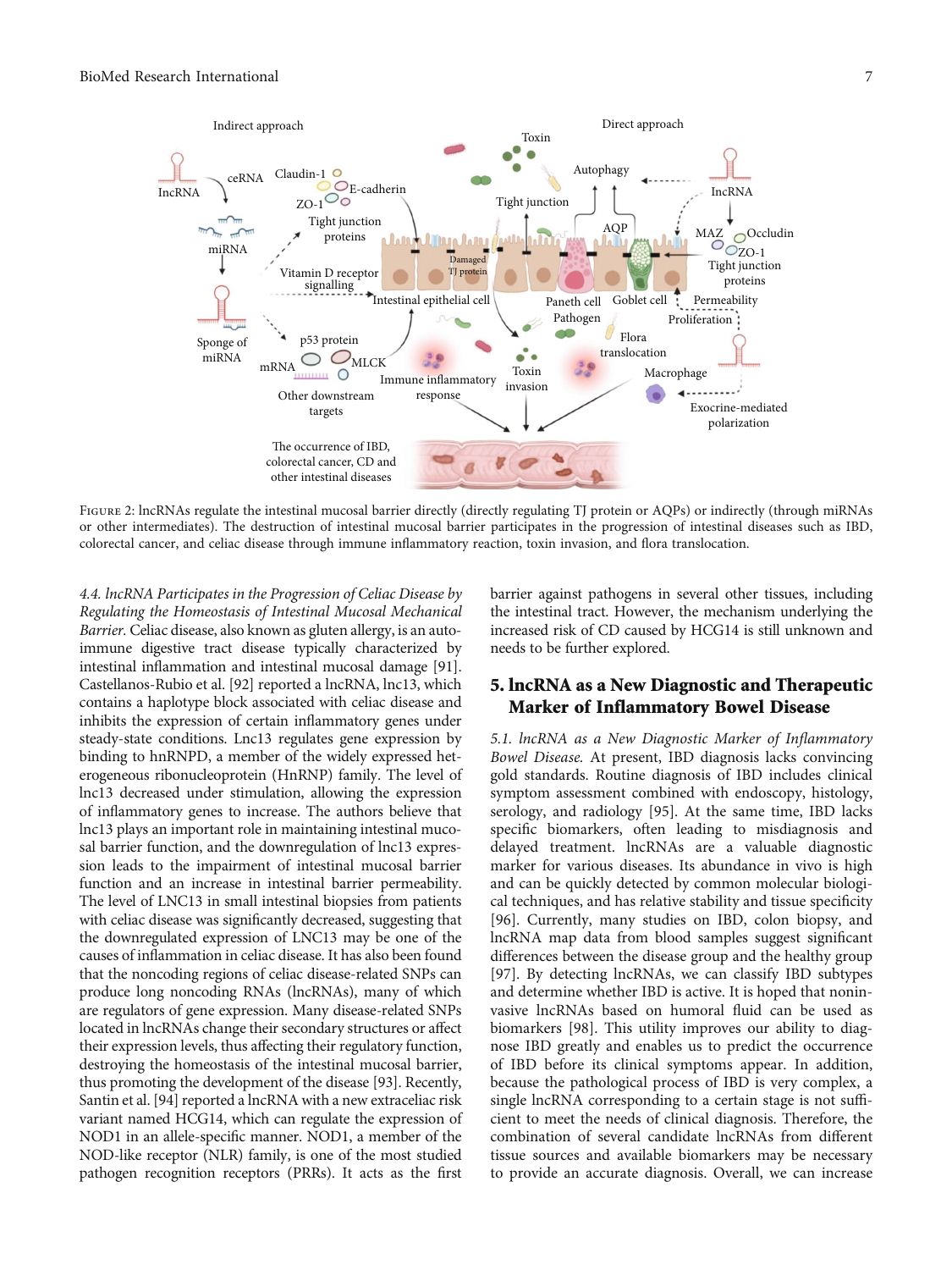Figure 2: lncRNAs regulate the intestinal mucosal barrier directly (directly regulating TJ protein or AQPs) or indirectly (through miRNAs or other intermediates). The destruction of intestinal mucosal barrier participates in the progression of intestinal diseases such as IBD, colorectal cancer, and celiac disease through immune inflammatory reaction, toxin invasion, and flora translocation.

*4.4. lncRNA Participates in the Progression of Celiac Disease by Regulating the Homeostasis of Intestinal Mucosal Mechanical Barrier.* Celiac disease, also known as gluten allergy, is an autoimmune digestive tract disease typically characterized by intestinal inflammation and intestinal mucosal damage [91]. Castellanos-Rubio et al. [92] reported a lncRNA, lnc13, which contains a haplotype block associated with celiac disease and inhibits the expression of certain inflammatory genes under steady-state conditions. Lnc13 regulates gene expression by binding to hnRNPD, a member of the widely expressed heterogeneous ribonucleoprotein (HnRNP) family. The level of lnc13 decreased under stimulation, allowing the expression of inflammatory genes to increase. The authors believe that lnc13 plays an important role in maintaining intestinal mucosal barrier function, and the downregulation of lnc13 expression leads to the impairment of intestinal mucosal barrier function and an increase in intestinal barrier permeability. The level of LNC13 in small intestinal biopsies from patients with celiac disease was significantly decreased, suggesting that the downregulated expression of LNC13 may be one of the causes of inflammation in celiac disease. It has also been found that the noncoding regions of celiac disease-related SNPs can produce long noncoding RNAs (lncRNAs), many of which are regulators of gene expression. Many disease-related SNPs located in lncRNAs change their secondary structures or affect their expression levels, thus affecting their regulatory function, destroying the homeostasis of the intestinal mucosal barrier, thus promoting the development of the disease [93]. Recently, Santin et al. [94] reported a lncRNA with a new extraceliac risk variant named HCG14, which can regulate the expression of NOD1 in an allele-specific manner. NOD1, a member of the NOD-like receptor (NLR) family, is one of the most studied pathogen recognition receptors (PRRs). It acts as the first barrier against pathogens in several other tissues, including the intestinal tract. However, the mechanism underlying the increased risk of CD caused by HCG14 is still unknown and needs to be further explored.

## 5. lncRNA as a New Diagnostic and Therapeutic Marker of Inflammatory Bowel Disease

*5.1. lncRNA as a New Diagnostic Marker of Inflammatory Bowel Disease.* At present, IBD diagnosis lacks convincing gold standards. Routine diagnosis of IBD includes clinical symptom assessment combined with endoscopy, histology, serology, and radiology [95]. At the same time, IBD lacks specific biomarkers, often leading to misdiagnosis and delayed treatment. lncRNAs are a valuable diagnostic marker for various diseases. Its abundance in vivo is high and can be quickly detected by common molecular biological techniques, and has relative stability and tissue specificity [96]. Currently, many studies on IBD, colon biopsy, and lncRNA map data from blood samples suggest significant differences between the disease group and the healthy group [97]. By detecting lncRNAs, we can classify IBD subtypes and determine whether IBD is active. It is hoped that noninvasive lncRNAs based on humoral fluid can be used as biomarkers [98]. This utility improves our ability to diagnose IBD greatly and enables us to predict the occurrence of IBD before its clinical symptoms appear. In addition, because the pathological process of IBD is very complex, a single lncRNA corresponding to a certain stage is not sufficient to meet the needs of clinical diagnosis. Therefore, the combination of several candidate lncRNAs from different tissue sources and available biomarkers may be necessary to provide an accurate diagnosis. Overall, we can increase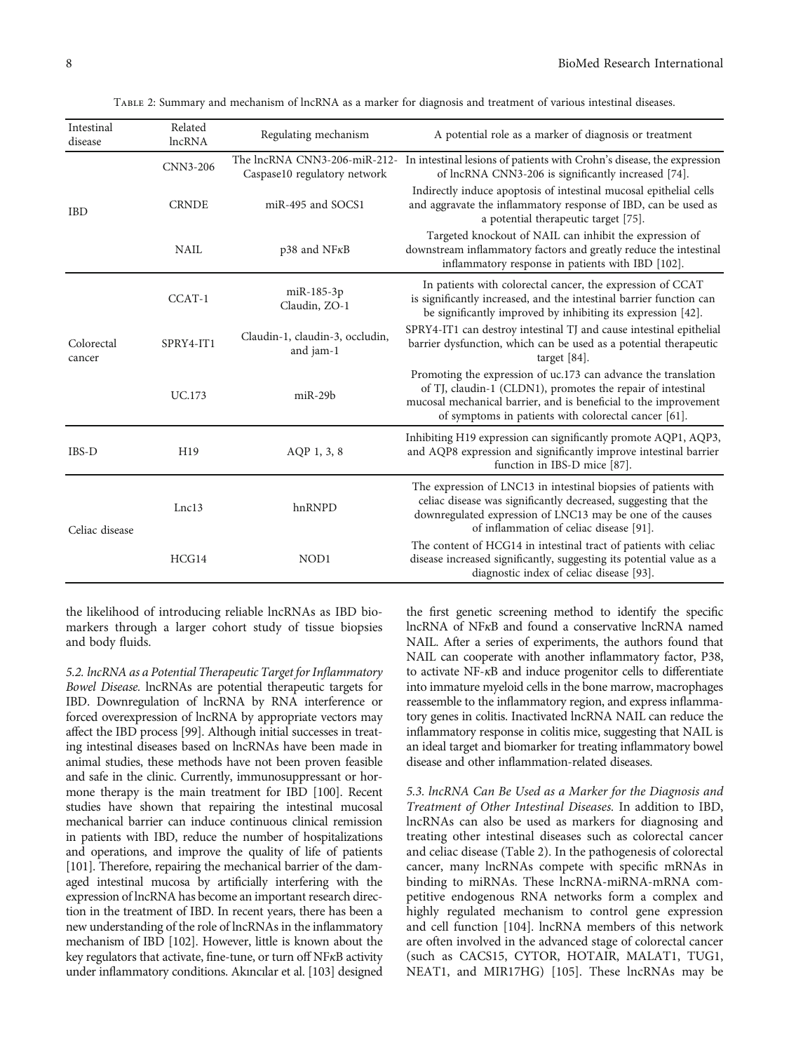Table 2: Summary and mechanism of lncRNA as a marker for diagnosis and treatment of various intestinal diseases.

| Intestinal disease | Related lncRNA | Regulating mechanism | A potential role as a marker of diagnosis or treatment |
| --- | --- | --- | --- |
| IBD | CNN3-206 | The lncRNA CNN3-206-miR-212-Caspase10 regulatory network | In intestinal lesions of patients with Crohn's disease, the expression of lncRNA CNN3-206 is significantly increased [74]. |
| | CRNDE | miR-495 and SOCS1 | Indirectly induce apoptosis of intestinal mucosal epithelial cells and aggravate the inflammatory response of IBD, can be used as a potential therapeutic target [75]. |
| | NAIL | p38 and NFκB | Targeted knockout of NAIL can inhibit the expression of downstream inflammatory factors and greatly reduce the intestinal inflammatory response in patients with IBD [102]. |
| Colorectal cancer | CCAT-1 | miR-185-3p Claudin, ZO-1 | In patients with colorectal cancer, the expression of CCAT is significantly increased, and the intestinal barrier function can be significantly improved by inhibiting its expression [42]. |
| | SPRY4-IT1 | Claudin-1, claudin-3, occludin, and jam-1 | SPRY4-IT1 can destroy intestinal TJ and cause intestinal epithelial barrier dysfunction, which can be used as a potential therapeutic target [84]. |
| | UC.173 | miR-29b | Promoting the expression of uc.173 can advance the translation of TJ, claudin-1 (CLDN1), promotes the repair of intestinal mucosal mechanical barrier, and is beneficial to the improvement of symptoms in patients with colorectal cancer [61]. |
| IBS-D | H19 | AQP 1, 3, 8 | Inhibiting H19 expression can significantly promote AQP1, AQP3, and AQP8 expression and significantly improve intestinal barrier function in IBS-D mice [87]. |
| Celiac disease | Lnc13 | hnRNPD | The expression of LNC13 in intestinal biopsies of patients with celiac disease was significantly decreased, suggesting that the downregulated expression of LNC13 may be one of the causes of inflammation of celiac disease [91]. |
| | HCG14 | NOD1 | The content of HCG14 in intestinal tract of patients with celiac disease increased significantly, suggesting its potential value as a diagnostic index of celiac disease [93]. |

the likelihood of introducing reliable lncRNAs as IBD biomarkers through a larger cohort study of tissue biopsies and body fluids.

*5.2. lncRNA as a Potential Therapeutic Target for Inflammatory Bowel Disease.* lncRNAs are potential therapeutic targets for IBD. Downregulation of lncRNA by RNA interference or forced overexpression of lncRNA by appropriate vectors may affect the IBD process [99]. Although initial successes in treating intestinal diseases based on lncRNAs have been made in animal studies, these methods have not been proven feasible and safe in the clinic. Currently, immunosuppressant or hormone therapy is the main treatment for IBD [100]. Recent studies have shown that repairing the intestinal mucosal mechanical barrier can induce continuous clinical remission in patients with IBD, reduce the number of hospitalizations and operations, and improve the quality of life of patients [101]. Therefore, repairing the mechanical barrier of the damaged intestinal mucosa by artificially interfering with the expression of lncRNA has become an important research direction in the treatment of IBD. In recent years, there has been a new understanding of the role of lncRNAs in the inflammatory mechanism of IBD [102]. However, little is known about the key regulators that activate, fine-tune, or turn off NFκB activity under inflammatory conditions. Akıncılar et al. [103] designed the first genetic screening method to identify the specific lncRNA of NFκB and found a conservative lncRNA named NAIL. After a series of experiments, the authors found that NAIL can cooperate with another inflammatory factor, P38, to activate NF-κB and induce progenitor cells to differentiate into immature myeloid cells in the bone marrow, macrophages reassemble to the inflammatory region, and express inflammatory genes in colitis. Inactivated lncRNA NAIL can reduce the inflammatory response in colitis mice, suggesting that NAIL is an ideal target and biomarker for treating inflammatory bowel disease and other inflammation-related diseases.

*5.3. lncRNA Can Be Used as a Marker for the Diagnosis and Treatment of Other Intestinal Diseases.* In addition to IBD, lncRNAs can also be used as markers for diagnosing and treating other intestinal diseases such as colorectal cancer and celiac disease (Table 2). In the pathogenesis of colorectal cancer, many lncRNAs compete with specific mRNAs in binding to miRNAs. These lncRNA-miRNA-mRNA competitive endogenous RNA networks form a complex and highly regulated mechanism to control gene expression and cell function [104]. lncRNA members of this network are often involved in the advanced stage of colorectal cancer (such as CACS15, CYTOR, HOTAIR, MALAT1, TUG1, NEAT1, and MIR17HG) [105]. These lncRNAs may be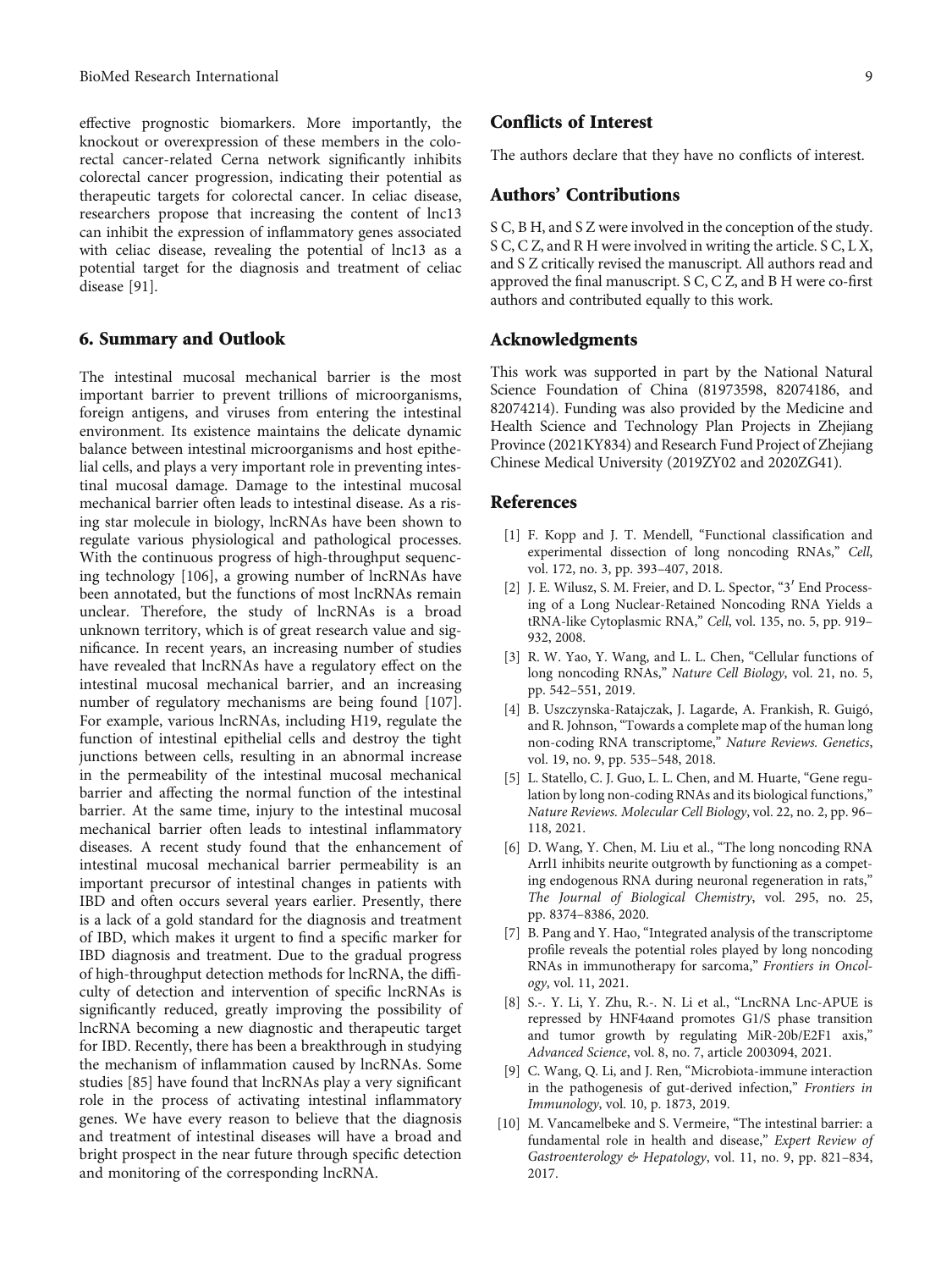effective prognostic biomarkers. More importantly, the knockout or overexpression of these members in the colorectal cancer-related Cerna network significantly inhibits colorectal cancer progression, indicating their potential as therapeutic targets for colorectal cancer. In celiac disease, researchers propose that increasing the content of lnc13 can inhibit the expression of inflammatory genes associated with celiac disease, revealing the potential of lnc13 as a potential target for the diagnosis and treatment of celiac disease [91].

## 6. Summary and Outlook

The intestinal mucosal mechanical barrier is the most important barrier to prevent trillions of microorganisms, foreign antigens, and viruses from entering the intestinal environment. Its existence maintains the delicate dynamic balance between intestinal microorganisms and host epithelial cells, and plays a very important role in preventing intestinal mucosal damage. Damage to the intestinal mucosal mechanical barrier often leads to intestinal disease. As a rising star molecule in biology, lncRNAs have been shown to regulate various physiological and pathological processes. With the continuous progress of high-throughput sequencing technology [106], a growing number of lncRNAs have been annotated, but the functions of most lncRNAs remain unclear. Therefore, the study of lncRNAs is a broad unknown territory, which is of great research value and significance. In recent years, an increasing number of studies have revealed that lncRNAs have a regulatory effect on the intestinal mucosal mechanical barrier, and an increasing number of regulatory mechanisms are being found [107]. For example, various lncRNAs, including H19, regulate the function of intestinal epithelial cells and destroy the tight junctions between cells, resulting in an abnormal increase in the permeability of the intestinal mucosal mechanical barrier and affecting the normal function of the intestinal barrier. At the same time, injury to the intestinal mucosal mechanical barrier often leads to intestinal inflammatory diseases. A recent study found that the enhancement of intestinal mucosal mechanical barrier permeability is an important precursor of intestinal changes in patients with IBD and often occurs several years earlier. Presently, there is a lack of a gold standard for the diagnosis and treatment of IBD, which makes it urgent to find a specific marker for IBD diagnosis and treatment. Due to the gradual progress of high-throughput detection methods for lncRNA, the difficulty of detection and intervention of specific lncRNAs is significantly reduced, greatly improving the possibility of lncRNA becoming a new diagnostic and therapeutic target for IBD. Recently, there has been a breakthrough in studying the mechanism of inflammation caused by lncRNAs. Some studies [85] have found that lncRNAs play a very significant role in the process of activating intestinal inflammatory genes. We have every reason to believe that the diagnosis and treatment of intestinal diseases will have a broad and bright prospect in the near future through specific detection and monitoring of the corresponding lncRNA.

## Conflicts of Interest

The authors declare that they have no conflicts of interest.

## Authors' Contributions

S C, B H, and S Z were involved in the conception of the study. S C, C Z, and R H were involved in writing the article. S C, L X, and S Z critically revised the manuscript. All authors read and approved the final manuscript. S C, C Z, and B H were co-first authors and contributed equally to this work.

## Acknowledgments

This work was supported in part by the National Natural Science Foundation of China (81973598, 82074186, and 82074214). Funding was also provided by the Medicine and Health Science and Technology Plan Projects in Zhejiang Province (2021KY834) and Research Fund Project of Zhejiang Chinese Medical University (2019ZY02 and 2020ZG41).

## References

[1] F. Kopp and J. T. Mendell, "Functional classification and experimental dissection of long noncoding RNAs," *Cell*, vol. 172, no. 3, pp. 393–407, 2018.

[2] J. E. Wilusz, S. M. Freier, and D. L. Spector, "3′ End Processing of a Long Nuclear-Retained Noncoding RNA Yields a tRNA-like Cytoplasmic RNA," *Cell*, vol. 135, no. 5, pp. 919–932, 2008.

[3] R. W. Yao, Y. Wang, and L. L. Chen, "Cellular functions of long noncoding RNAs," *Nature Cell Biology*, vol. 21, no. 5, pp. 542–551, 2019.

[4] B. Uszczynska-Ratajczak, J. Lagarde, A. Frankish, R. Guigó, and R. Johnson, "Towards a complete map of the human long non-coding RNA transcriptome," *Nature Reviews. Genetics*, vol. 19, no. 9, pp. 535–548, 2018.

[5] L. Statello, C. J. Guo, L. L. Chen, and M. Huarte, "Gene regulation by long non-coding RNAs and its biological functions," *Nature Reviews. Molecular Cell Biology*, vol. 22, no. 2, pp. 96–118, 2021.

[6] D. Wang, Y. Chen, M. Liu et al., "The long noncoding RNA Arrl1 inhibits neurite outgrowth by functioning as a competing endogenous RNA during neuronal regeneration in rats," *The Journal of Biological Chemistry*, vol. 295, no. 25, pp. 8374–8386, 2020.

[7] B. Pang and Y. Hao, "Integrated analysis of the transcriptome profile reveals the potential roles played by long noncoding RNAs in immunotherapy for sarcoma," *Frontiers in Oncology*, vol. 11, 2021.

[8] S.-. Y. Li, Y. Zhu, R.-. N. Li et al., "LncRNA Lnc-APUE is repressed by HNF4αand promotes G1/S phase transition and tumor growth by regulating MiR-20b/E2F1 axis," *Advanced Science*, vol. 8, no. 7, article 2003094, 2021.

[9] C. Wang, Q. Li, and J. Ren, "Microbiota-immune interaction in the pathogenesis of gut-derived infection," *Frontiers in Immunology*, vol. 10, p. 1873, 2019.

[10] M. Vancamelbeke and S. Vermeire, "The intestinal barrier: a fundamental role in health and disease," *Expert Review of Gastroenterology & Hepatology*, vol. 11, no. 9, pp. 821–834, 2017.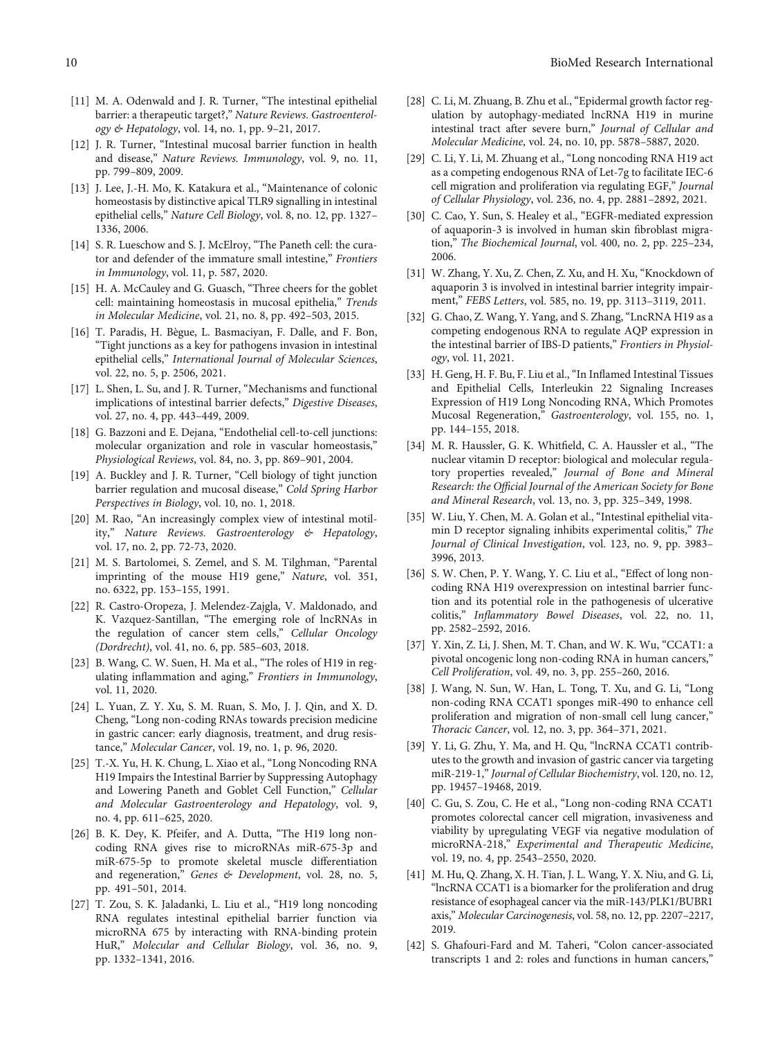[11] M. A. Odenwald and J. R. Turner, "The intestinal epithelial barrier: a therapeutic target?," *Nature Reviews. Gastroenterology & Hepatology*, vol. 14, no. 1, pp. 9–21, 2017.

[12] J. R. Turner, "Intestinal mucosal barrier function in health and disease," *Nature Reviews. Immunology*, vol. 9, no. 11, pp. 799–809, 2009.

[13] J. Lee, J.-H. Mo, K. Katakura et al., "Maintenance of colonic homeostasis by distinctive apical TLR9 signalling in intestinal epithelial cells," *Nature Cell Biology*, vol. 8, no. 12, pp. 1327–1336, 2006.

[14] S. R. Lueschow and S. J. McElroy, "The Paneth cell: the curator and defender of the immature small intestine," *Frontiers in Immunology*, vol. 11, p. 587, 2020.

[15] H. A. McCauley and G. Guasch, "Three cheers for the goblet cell: maintaining homeostasis in mucosal epithelia," *Trends in Molecular Medicine*, vol. 21, no. 8, pp. 492–503, 2015.

[16] T. Paradis, H. Bègue, L. Basmaciyan, F. Dalle, and F. Bon, "Tight junctions as a key for pathogens invasion in intestinal epithelial cells," *International Journal of Molecular Sciences*, vol. 22, no. 5, p. 2506, 2021.

[17] L. Shen, L. Su, and J. R. Turner, "Mechanisms and functional implications of intestinal barrier defects," *Digestive Diseases*, vol. 27, no. 4, pp. 443–449, 2009.

[18] G. Bazzoni and E. Dejana, "Endothelial cell-to-cell junctions: molecular organization and role in vascular homeostasis," *Physiological Reviews*, vol. 84, no. 3, pp. 869–901, 2004.

[19] A. Buckley and J. R. Turner, "Cell biology of tight junction barrier regulation and mucosal disease," *Cold Spring Harbor Perspectives in Biology*, vol. 10, no. 1, 2018.

[20] M. Rao, "An increasingly complex view of intestinal motility," *Nature Reviews. Gastroenterology & Hepatology*, vol. 17, no. 2, pp. 72-73, 2020.

[21] M. S. Bartolomei, S. Zemel, and S. M. Tilghman, "Parental imprinting of the mouse H19 gene," *Nature*, vol. 351, no. 6322, pp. 153–155, 1991.

[22] R. Castro-Oropeza, J. Melendez-Zajgla, V. Maldonado, and K. Vazquez-Santillan, "The emerging role of lncRNAs in the regulation of cancer stem cells," *Cellular Oncology (Dordrecht)*, vol. 41, no. 6, pp. 585–603, 2018.

[23] B. Wang, C. W. Suen, H. Ma et al., "The roles of H19 in regulating inflammation and aging," *Frontiers in Immunology*, vol. 11, 2020.

[24] L. Yuan, Z. Y. Xu, S. M. Ruan, S. Mo, J. J. Qin, and X. D. Cheng, "Long non-coding RNAs towards precision medicine in gastric cancer: early diagnosis, treatment, and drug resistance," *Molecular Cancer*, vol. 19, no. 1, p. 96, 2020.

[25] T.-X. Yu, H. K. Chung, L. Xiao et al., "Long Noncoding RNA H19 Impairs the Intestinal Barrier by Suppressing Autophagy and Lowering Paneth and Goblet Cell Function," *Cellular and Molecular Gastroenterology and Hepatology*, vol. 9, no. 4, pp. 611–625, 2020.

[26] B. K. Dey, K. Pfeifer, and A. Dutta, "The H19 long noncoding RNA gives rise to microRNAs miR-675-3p and miR-675-5p to promote skeletal muscle differentiation and regeneration," *Genes & Development*, vol. 28, no. 5, pp. 491–501, 2014.

[27] T. Zou, S. K. Jaladanki, L. Liu et al., "H19 long noncoding RNA regulates intestinal epithelial barrier function via microRNA 675 by interacting with RNA-binding protein HuR," *Molecular and Cellular Biology*, vol. 36, no. 9, pp. 1332–1341, 2016.

[28] C. Li, M. Zhuang, B. Zhu et al., "Epidermal growth factor regulation by autophagy-mediated lncRNA H19 in murine intestinal tract after severe burn," *Journal of Cellular and Molecular Medicine*, vol. 24, no. 10, pp. 5878–5887, 2020.

[29] C. Li, Y. Li, M. Zhuang et al., "Long noncoding RNA H19 act as a competing endogenous RNA of Let-7g to facilitate IEC-6 cell migration and proliferation via regulating EGF," *Journal of Cellular Physiology*, vol. 236, no. 4, pp. 2881–2892, 2021.

[30] C. Cao, Y. Sun, S. Healey et al., "EGFR-mediated expression of aquaporin-3 is involved in human skin fibroblast migration," *The Biochemical Journal*, vol. 400, no. 2, pp. 225–234, 2006.

[31] W. Zhang, Y. Xu, Z. Chen, Z. Xu, and H. Xu, "Knockdown of aquaporin 3 is involved in intestinal barrier integrity impairment," *FEBS Letters*, vol. 585, no. 19, pp. 3113–3119, 2011.

[32] G. Chao, Z. Wang, Y. Yang, and S. Zhang, "LncRNA H19 as a competing endogenous RNA to regulate AQP expression in the intestinal barrier of IBS-D patients," *Frontiers in Physiology*, vol. 11, 2021.

[33] H. Geng, H. F. Bu, F. Liu et al., "In Inflamed Intestinal Tissues and Epithelial Cells, Interleukin 22 Signaling Increases Expression of H19 Long Noncoding RNA, Which Promotes Mucosal Regeneration," *Gastroenterology*, vol. 155, no. 1, pp. 144–155, 2018.

[34] M. R. Haussler, G. K. Whitfield, C. A. Haussler et al., "The nuclear vitamin D receptor: biological and molecular regulatory properties revealed," *Journal of Bone and Mineral Research: the Official Journal of the American Society for Bone and Mineral Research*, vol. 13, no. 3, pp. 325–349, 1998.

[35] W. Liu, Y. Chen, M. A. Golan et al., "Intestinal epithelial vitamin D receptor signaling inhibits experimental colitis," *The Journal of Clinical Investigation*, vol. 123, no. 9, pp. 3983–3996, 2013.

[36] S. W. Chen, P. Y. Wang, Y. C. Liu et al., "Effect of long noncoding RNA H19 overexpression on intestinal barrier function and its potential role in the pathogenesis of ulcerative colitis," *Inflammatory Bowel Diseases*, vol. 22, no. 11, pp. 2582–2592, 2016.

[37] Y. Xin, Z. Li, J. Shen, M. T. Chan, and W. K. Wu, "CCAT1: a pivotal oncogenic long non-coding RNA in human cancers," *Cell Proliferation*, vol. 49, no. 3, pp. 255–260, 2016.

[38] J. Wang, N. Sun, W. Han, L. Tong, T. Xu, and G. Li, "Long non-coding RNA CCAT1 sponges miR-490 to enhance cell proliferation and migration of non-small cell lung cancer," *Thoracic Cancer*, vol. 12, no. 3, pp. 364–371, 2021.

[39] Y. Li, G. Zhu, Y. Ma, and H. Qu, "lncRNA CCAT1 contributes to the growth and invasion of gastric cancer via targeting miR-219-1," *Journal of Cellular Biochemistry*, vol. 120, no. 12, pp. 19457–19468, 2019.

[40] C. Gu, S. Zou, C. He et al., "Long non-coding RNA CCAT1 promotes colorectal cancer cell migration, invasiveness and viability by upregulating VEGF via negative modulation of microRNA-218," *Experimental and Therapeutic Medicine*, vol. 19, no. 4, pp. 2543–2550, 2020.

[41] M. Hu, Q. Zhang, X. H. Tian, J. L. Wang, Y. X. Niu, and G. Li, "lncRNA CCAT1 is a biomarker for the proliferation and drug resistance of esophageal cancer via the miR-143/PLK1/BUBR1 axis," *Molecular Carcinogenesis*, vol. 58, no. 12, pp. 2207–2217, 2019.

[42] S. Ghafouri-Fard and M. Taheri, "Colon cancer-associated transcripts 1 and 2: roles and functions in human cancers,"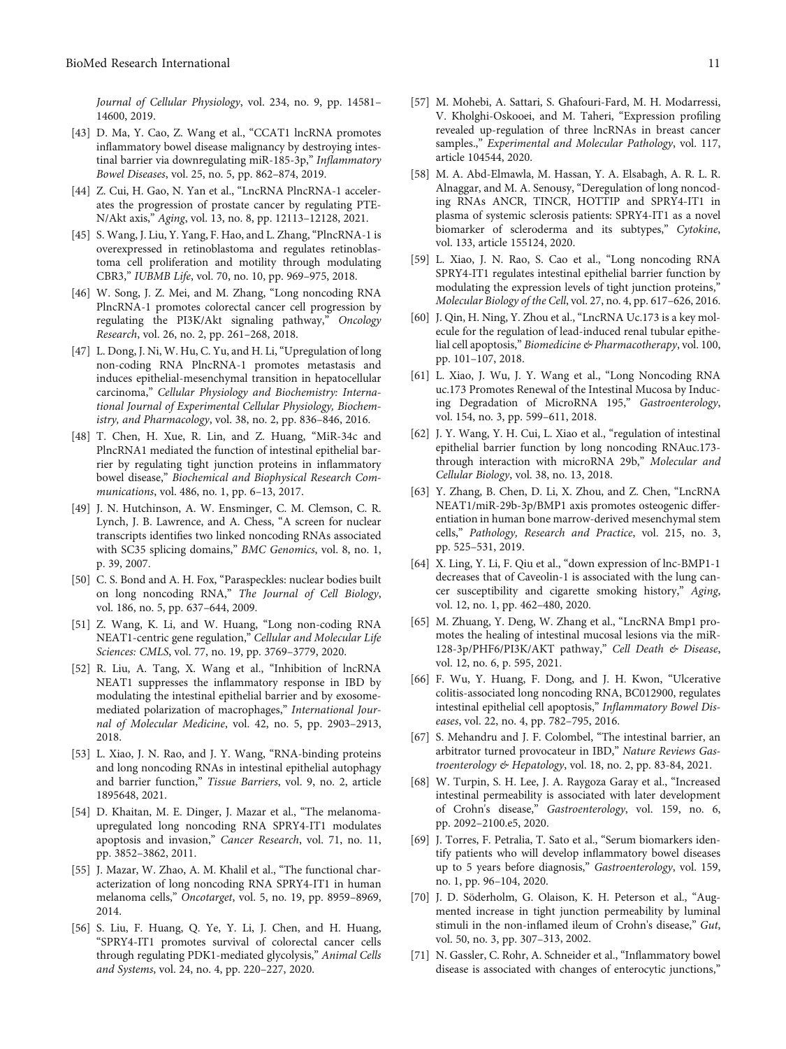*Journal of Cellular Physiology*, vol. 234, no. 9, pp. 14581–14600, 2019.

[43] D. Ma, Y. Cao, Z. Wang et al., "CCAT1 lncRNA promotes inflammatory bowel disease malignancy by destroying intestinal barrier via downregulating miR-185-3p," *Inflammatory Bowel Diseases*, vol. 25, no. 5, pp. 862–874, 2019.

[44] Z. Cui, H. Gao, N. Yan et al., "LncRNA PlncRNA-1 accelerates the progression of prostate cancer by regulating PTEN/Akt axis," *Aging*, vol. 13, no. 8, pp. 12113–12128, 2021.

[45] S. Wang, J. Liu, Y. Yang, F. Hao, and L. Zhang, "PlncRNA-1 is overexpressed in retinoblastoma and regulates retinoblastoma cell proliferation and motility through modulating CBR3," *IUBMB Life*, vol. 70, no. 10, pp. 969–975, 2018.

[46] W. Song, J. Z. Mei, and M. Zhang, "Long noncoding RNA PlncRNA-1 promotes colorectal cancer cell progression by regulating the PI3K/Akt signaling pathway," *Oncology Research*, vol. 26, no. 2, pp. 261–268, 2018.

[47] L. Dong, J. Ni, W. Hu, C. Yu, and H. Li, "Upregulation of long non-coding RNA PlncRNA-1 promotes metastasis and induces epithelial-mesenchymal transition in hepatocellular carcinoma," *Cellular Physiology and Biochemistry: International Journal of Experimental Cellular Physiology, Biochemistry, and Pharmacology*, vol. 38, no. 2, pp. 836–846, 2016.

[48] T. Chen, H. Xue, R. Lin, and Z. Huang, "MiR-34c and PlncRNA1 mediated the function of intestinal epithelial barrier by regulating tight junction proteins in inflammatory bowel disease," *Biochemical and Biophysical Research Communications*, vol. 486, no. 1, pp. 6–13, 2017.

[49] J. N. Hutchinson, A. W. Ensminger, C. M. Clemson, C. R. Lynch, J. B. Lawrence, and A. Chess, "A screen for nuclear transcripts identifies two linked noncoding RNAs associated with SC35 splicing domains," *BMC Genomics*, vol. 8, no. 1, p. 39, 2007.

[50] C. S. Bond and A. H. Fox, "Paraspeckles: nuclear bodies built on long noncoding RNA," *The Journal of Cell Biology*, vol. 186, no. 5, pp. 637–644, 2009.

[51] Z. Wang, K. Li, and W. Huang, "Long non-coding RNA NEAT1-centric gene regulation," *Cellular and Molecular Life Sciences: CMLS*, vol. 77, no. 19, pp. 3769–3779, 2020.

[52] R. Liu, A. Tang, X. Wang et al., "Inhibition of lncRNA NEAT1 suppresses the inflammatory response in IBD by modulating the intestinal epithelial barrier and by exosome-mediated polarization of macrophages," *International Journal of Molecular Medicine*, vol. 42, no. 5, pp. 2903–2913, 2018.

[53] L. Xiao, J. N. Rao, and J. Y. Wang, "RNA-binding proteins and long noncoding RNAs in intestinal epithelial autophagy and barrier function," *Tissue Barriers*, vol. 9, no. 2, article 1895648, 2021.

[54] D. Khaitan, M. E. Dinger, J. Mazar et al., "The melanoma-upregulated long noncoding RNA SPRY4-IT1 modulates apoptosis and invasion," *Cancer Research*, vol. 71, no. 11, pp. 3852–3862, 2011.

[55] J. Mazar, W. Zhao, A. M. Khalil et al., "The functional characterization of long noncoding RNA SPRY4-IT1 in human melanoma cells," *Oncotarget*, vol. 5, no. 19, pp. 8959–8969, 2014.

[56] S. Liu, F. Huang, Q. Ye, Y. Li, J. Chen, and H. Huang, "SPRY4-IT1 promotes survival of colorectal cancer cells through regulating PDK1-mediated glycolysis," *Animal Cells and Systems*, vol. 24, no. 4, pp. 220–227, 2020.

[57] M. Mohebi, A. Sattari, S. Ghafouri-Fard, M. H. Modarressi, V. Kholghi-Oskooei, and M. Taheri, "Expression profiling revealed up-regulation of three lncRNAs in breast cancer samples.," *Experimental and Molecular Pathology*, vol. 117, article 104544, 2020.

[58] M. A. Abd-Elmawla, M. Hassan, Y. A. Elsabagh, A. R. L. R. Alnaggar, and M. A. Senousy, "Deregulation of long noncoding RNAs ANCR, TINCR, HOTTIP and SPRY4-IT1 in plasma of systemic sclerosis patients: SPRY4-IT1 as a novel biomarker of scleroderma and its subtypes," *Cytokine*, vol. 133, article 155124, 2020.

[59] L. Xiao, J. N. Rao, S. Cao et al., "Long noncoding RNA SPRY4-IT1 regulates intestinal epithelial barrier function by modulating the expression levels of tight junction proteins," *Molecular Biology of the Cell*, vol. 27, no. 4, pp. 617–626, 2016.

[60] J. Qin, H. Ning, Y. Zhou et al., "LncRNA Uc.173 is a key molecule for the regulation of lead-induced renal tubular epithelial cell apoptosis," *Biomedicine & Pharmacotherapy*, vol. 100, pp. 101–107, 2018.

[61] L. Xiao, J. Wu, J. Y. Wang et al., "Long Noncoding RNA uc.173 Promotes Renewal of the Intestinal Mucosa by Inducing Degradation of MicroRNA 195," *Gastroenterology*, vol. 154, no. 3, pp. 599–611, 2018.

[62] J. Y. Wang, Y. H. Cui, L. Xiao et al., "regulation of intestinal epithelial barrier function by long noncoding RNAuc.173-through interaction with microRNA 29b," *Molecular and Cellular Biology*, vol. 38, no. 13, 2018.

[63] Y. Zhang, B. Chen, D. Li, X. Zhou, and Z. Chen, "LncRNA NEAT1/miR-29b-3p/BMP1 axis promotes osteogenic differentiation in human bone marrow-derived mesenchymal stem cells," *Pathology, Research and Practice*, vol. 215, no. 3, pp. 525–531, 2019.

[64] X. Ling, Y. Li, F. Qiu et al., "down expression of lnc-BMP1-1 decreases that of Caveolin-1 is associated with the lung cancer susceptibility and cigarette smoking history," *Aging*, vol. 12, no. 1, pp. 462–480, 2020.

[65] M. Zhuang, Y. Deng, W. Zhang et al., "LncRNA Bmp1 promotes the healing of intestinal mucosal lesions via the miR-128-3p/PHF6/PI3K/AKT pathway," *Cell Death & Disease*, vol. 12, no. 6, p. 595, 2021.

[66] F. Wu, Y. Huang, F. Dong, and J. H. Kwon, "Ulcerative colitis-associated long noncoding RNA, BC012900, regulates intestinal epithelial cell apoptosis," *Inflammatory Bowel Diseases*, vol. 22, no. 4, pp. 782–795, 2016.

[67] S. Mehandru and J. F. Colombel, "The intestinal barrier, an arbitrator turned provocateur in IBD," *Nature Reviews Gastroenterology & Hepatology*, vol. 18, no. 2, pp. 83-84, 2021.

[68] W. Turpin, S. H. Lee, J. A. Raygoza Garay et al., "Increased intestinal permeability is associated with later development of Crohn's disease," *Gastroenterology*, vol. 159, no. 6, pp. 2092–2100.e5, 2020.

[69] J. Torres, F. Petralia, T. Sato et al., "Serum biomarkers identify patients who will develop inflammatory bowel diseases up to 5 years before diagnosis," *Gastroenterology*, vol. 159, no. 1, pp. 96–104, 2020.

[70] J. D. Söderholm, G. Olaison, K. H. Peterson et al., "Augmented increase in tight junction permeability by luminal stimuli in the non-inflamed ileum of Crohn's disease," *Gut*, vol. 50, no. 3, pp. 307–313, 2002.

[71] N. Gassler, C. Rohr, A. Schneider et al., "Inflammatory bowel disease is associated with changes of enterocytic junctions,"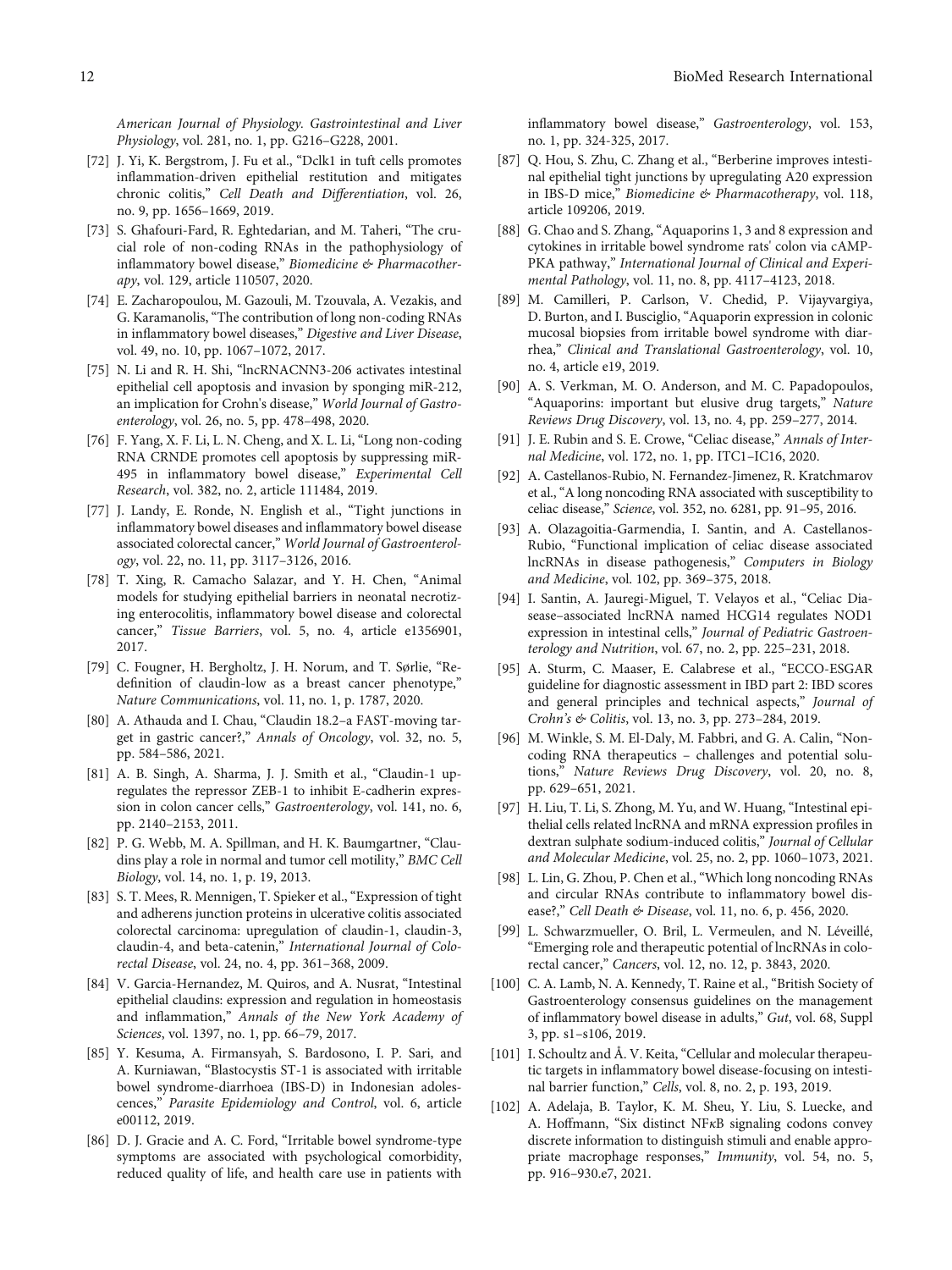American Journal of Physiology. Gastrointestinal and Liver Physiology*, vol. 281, no. 1, pp. G216–G228, 2001.

[72] J. Yi, K. Bergstrom, J. Fu et al., "Dclk1 in tuft cells promotes inflammation-driven epithelial restitution and mitigates chronic colitis," *Cell Death and Differentiation*, vol. 26, no. 9, pp. 1656–1669, 2019.

[73] S. Ghafouri-Fard, R. Eghtedarian, and M. Taheri, "The crucial role of non-coding RNAs in the pathophysiology of inflammatory bowel disease," *Biomedicine & Pharmacotherapy*, vol. 129, article 110507, 2020.

[74] E. Zacharopoulou, M. Gazouli, M. Tzouvala, A. Vezakis, and G. Karamanolis, "The contribution of long non-coding RNAs in inflammatory bowel diseases," *Digestive and Liver Disease*, vol. 49, no. 10, pp. 1067–1072, 2017.

[75] N. Li and R. H. Shi, "lncRNACNN3-206 activates intestinal epithelial cell apoptosis and invasion by sponging miR-212, an implication for Crohn's disease," *World Journal of Gastroenterology*, vol. 26, no. 5, pp. 478–498, 2020.

[76] F. Yang, X. F. Li, L. N. Cheng, and X. L. Li, "Long non-coding RNA CRNDE promotes cell apoptosis by suppressing miR-495 in inflammatory bowel disease," *Experimental Cell Research*, vol. 382, no. 2, article 111484, 2019.

[77] J. Landy, E. Ronde, N. English et al., "Tight junctions in inflammatory bowel diseases and inflammatory bowel disease associated colorectal cancer," *World Journal of Gastroenterology*, vol. 22, no. 11, pp. 3117–3126, 2016.

[78] T. Xing, R. Camacho Salazar, and Y. H. Chen, "Animal models for studying epithelial barriers in neonatal necrotizing enterocolitis, inflammatory bowel disease and colorectal cancer," *Tissue Barriers*, vol. 5, no. 4, article e1356901, 2017.

[79] C. Fougner, H. Bergholtz, J. H. Norum, and T. Sørlie, "Redefinition of claudin-low as a breast cancer phenotype," *Nature Communications*, vol. 11, no. 1, p. 1787, 2020.

[80] A. Athauda and I. Chau, "Claudin 18.2–a FAST-moving target in gastric cancer?," *Annals of Oncology*, vol. 32, no. 5, pp. 584–586, 2021.

[81] A. B. Singh, A. Sharma, J. J. Smith et al., "Claudin-1 up-regulates the repressor ZEB-1 to inhibit E-cadherin expression in colon cancer cells," *Gastroenterology*, vol. 141, no. 6, pp. 2140–2153, 2011.

[82] P. G. Webb, M. A. Spillman, and H. K. Baumgartner, "Claudins play a role in normal and tumor cell motility," *BMC Cell Biology*, vol. 14, no. 1, p. 19, 2013.

[83] S. T. Mees, R. Mennigen, T. Spieker et al., "Expression of tight and adherens junction proteins in ulcerative colitis associated colorectal carcinoma: upregulation of claudin-1, claudin-3, claudin-4, and beta-catenin," *International Journal of Colorectal Disease*, vol. 24, no. 4, pp. 361–368, 2009.

[84] V. Garcia-Hernandez, M. Quiros, and A. Nusrat, "Intestinal epithelial claudins: expression and regulation in homeostasis and inflammation," *Annals of the New York Academy of Sciences*, vol. 1397, no. 1, pp. 66–79, 2017.

[85] Y. Kesuma, A. Firmansyah, S. Bardosono, I. P. Sari, and A. Kurniawan, "Blastocystis ST-1 is associated with irritable bowel syndrome-diarrhoea (IBS-D) in Indonesian adolescences," *Parasite Epidemiology and Control*, vol. 6, article e00112, 2019.

[86] D. J. Gracie and A. C. Ford, "Irritable bowel syndrome-type symptoms are associated with psychological comorbidity, reduced quality of life, and health care use in patients with inflammatory bowel disease," *Gastroenterology*, vol. 153, no. 1, pp. 324-325, 2017.

[87] Q. Hou, S. Zhu, C. Zhang et al., "Berberine improves intestinal epithelial tight junctions by upregulating A20 expression in IBS-D mice," *Biomedicine & Pharmacotherapy*, vol. 118, article 109206, 2019.

[88] G. Chao and S. Zhang, "Aquaporins 1, 3 and 8 expression and cytokines in irritable bowel syndrome rats' colon via cAMP-PKA pathway," *International Journal of Clinical and Experimental Pathology*, vol. 11, no. 8, pp. 4117–4123, 2018.

[89] M. Camilleri, P. Carlson, V. Chedid, P. Vijayvargiya, D. Burton, and I. Busciglio, "Aquaporin expression in colonic mucosal biopsies from irritable bowel syndrome with diarrhea," *Clinical and Translational Gastroenterology*, vol. 10, no. 4, article e19, 2019.

[90] A. S. Verkman, M. O. Anderson, and M. C. Papadopoulos, "Aquaporins: important but elusive drug targets," *Nature Reviews Drug Discovery*, vol. 13, no. 4, pp. 259–277, 2014.

[91] J. E. Rubin and S. E. Crowe, "Celiac disease," *Annals of Internal Medicine*, vol. 172, no. 1, pp. ITC1–ITC16, 2020.

[92] A. Castellanos-Rubio, N. Fernandez-Jimenez, R. Kratchmarov et al., "A long noncoding RNA associated with susceptibility to celiac disease," *Science*, vol. 352, no. 6281, pp. 91–95, 2016.

[93] A. Olazagoitia-Garmendia, I. Santin, and A. Castellanos-Rubio, "Functional implication of celiac disease associated lncRNAs in disease pathogenesis," *Computers in Biology and Medicine*, vol. 102, pp. 369–375, 2018.

[94] I. Santin, A. Jauregi-Miguel, T. Velayos et al., "Celiac Disease–associated lncRNA named HCG14 regulates NOD1 expression in intestinal cells," *Journal of Pediatric Gastroenterology and Nutrition*, vol. 67, no. 2, pp. 225–231, 2018.

[95] A. Sturm, C. Maaser, E. Calabrese et al., "ECCO-ESGAR guideline for diagnostic assessment in IBD part 2: IBD scores and general principles and technical aspects," *Journal of Crohn's & Colitis*, vol. 13, no. 3, pp. 273–284, 2019.

[96] M. Winkle, S. M. El-Daly, M. Fabbri, and G. A. Calin, "Non-coding RNA therapeutics – challenges and potential solutions," *Nature Reviews Drug Discovery*, vol. 20, no. 8, pp. 629–651, 2021.

[97] H. Liu, T. Li, S. Zhong, M. Yu, and W. Huang, "Intestinal epithelial cells related lncRNA and mRNA expression profiles in dextran sulphate sodium-induced colitis," *Journal of Cellular and Molecular Medicine*, vol. 25, no. 2, pp. 1060–1073, 2021.

[98] L. Lin, G. Zhou, P. Chen et al., "Which long noncoding RNAs and circular RNAs contribute to inflammatory bowel disease?," *Cell Death & Disease*, vol. 11, no. 6, p. 456, 2020.

[99] L. Schwarzmueller, O. Bril, L. Vermeulen, and N. Léveillé, "Emerging role and therapeutic potential of lncRNAs in colorectal cancer," *Cancers*, vol. 12, no. 12, p. 3843, 2020.

[100] C. A. Lamb, N. A. Kennedy, T. Raine et al., "British Society of Gastroenterology consensus guidelines on the management of inflammatory bowel disease in adults," *Gut*, vol. 68, Suppl 3, pp. s1–s106, 2019.

[101] I. Schoultz and Å. V. Keita, "Cellular and molecular therapeutic targets in inflammatory bowel disease-focusing on intestinal barrier function," *Cells*, vol. 8, no. 2, p. 193, 2019.

[102] A. Adelaja, B. Taylor, K. M. Sheu, Y. Liu, S. Luecke, and A. Hoffmann, "Six distinct NFκB signaling codons convey discrete information to distinguish stimuli and enable appropriate macrophage responses," *Immunity*, vol. 54, no. 5, pp. 916–930.e7, 2021.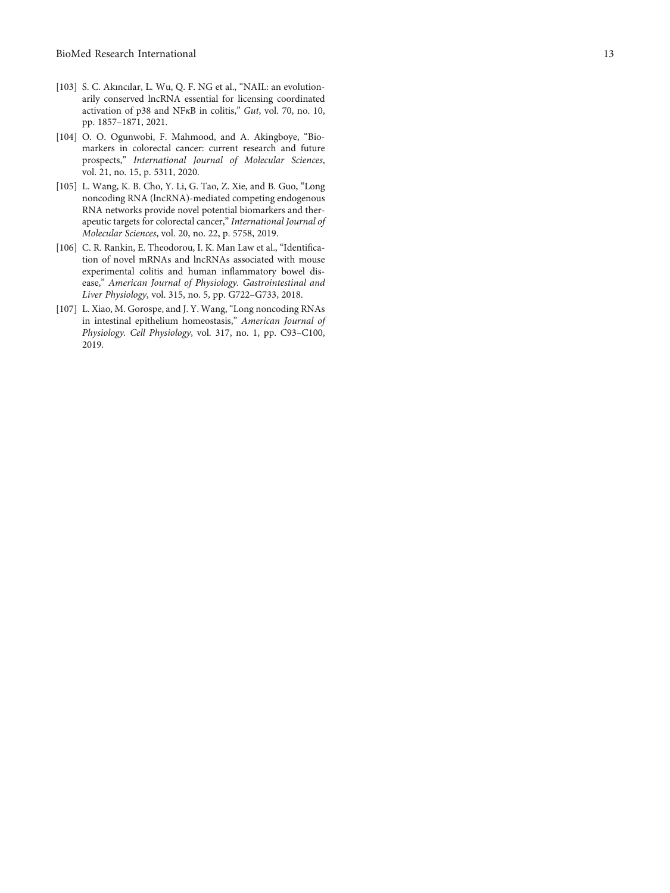[103] S. C. Akıncılar, L. Wu, Q. F. NG et al., "NAIL: an evolutionarily conserved lncRNA essential for licensing coordinated activation of p38 and NFκB in colitis," *Gut*, vol. 70, no. 10, pp. 1857–1871, 2021.

[104] O. O. Ogunwobi, F. Mahmood, and A. Akingboye, "Biomarkers in colorectal cancer: current research and future prospects," *International Journal of Molecular Sciences*, vol. 21, no. 15, p. 5311, 2020.

[105] L. Wang, K. B. Cho, Y. Li, G. Tao, Z. Xie, and B. Guo, "Long noncoding RNA (lncRNA)-mediated competing endogenous RNA networks provide novel potential biomarkers and therapeutic targets for colorectal cancer," *International Journal of Molecular Sciences*, vol. 20, no. 22, p. 5758, 2019.

[106] C. R. Rankin, E. Theodorou, I. K. Man Law et al., "Identification of novel mRNAs and lncRNAs associated with mouse experimental colitis and human inflammatory bowel disease," *American Journal of Physiology. Gastrointestinal and Liver Physiology*, vol. 315, no. 5, pp. G722–G733, 2018.

[107] L. Xiao, M. Gorospe, and J. Y. Wang, "Long noncoding RNAs in intestinal epithelium homeostasis," *American Journal of Physiology. Cell Physiology*, vol. 317, no. 1, pp. C93–C100, 2019.